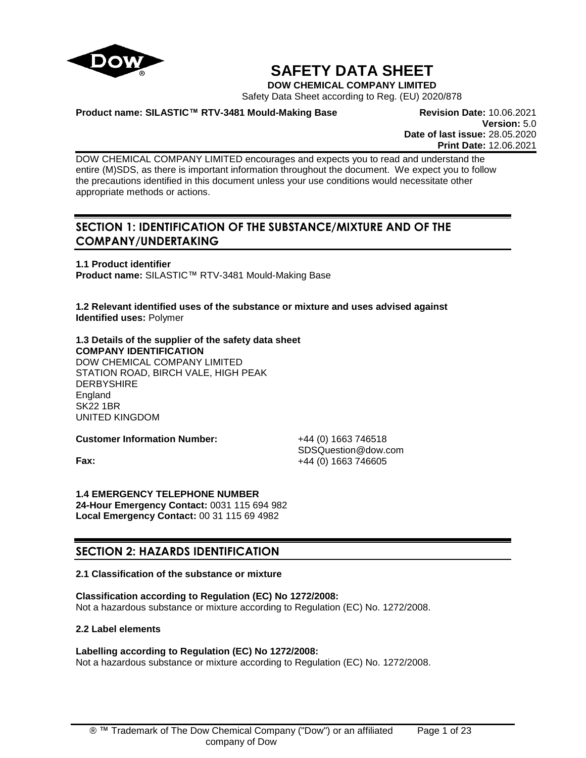# SAFETY DATA SHEET

**DOW CHEMICAL COMPANY LIMITED**

Safety Data Sheet according to Reg. (EU) 2020/878

**Product name: SILASTIC™ RTV-3481 Mould-Making Base**

**Revision Date:** 10.06.2021
**Version:** 5.0
**Date of last issue:** 28.05.2020
**Print Date:** 12.06.2021

DOW CHEMICAL COMPANY LIMITED encourages and expects you to read and understand the entire (M)SDS, as there is important information throughout the document. We expect you to follow the precautions identified in this document unless your use conditions would necessitate other appropriate methods or actions.

## SECTION 1: IDENTIFICATION OF THE SUBSTANCE/MIXTURE AND OF THE COMPANY/UNDERTAKING

**1.1 Product identifier**
**Product name:** SILASTIC™ RTV-3481 Mould-Making Base

**1.2 Relevant identified uses of the substance or mixture and uses advised against**
**Identified uses:** Polymer

**1.3 Details of the supplier of the safety data sheet**
**COMPANY IDENTIFICATION**
DOW CHEMICAL COMPANY LIMITED
STATION ROAD, BIRCH VALE, HIGH PEAK
DERBYSHIRE
England
SK22 1BR
UNITED KINGDOM

**Customer Information Number:** +44 (0) 1663 746518
SDSQuestion@dow.com
**Fax:** +44 (0) 1663 746605

**1.4 EMERGENCY TELEPHONE NUMBER**
**24-Hour Emergency Contact:** 0031 115 694 982
**Local Emergency Contact:** 00 31 115 69 4982

## SECTION 2: HAZARDS IDENTIFICATION

**2.1 Classification of the substance or mixture**

**Classification according to Regulation (EC) No 1272/2008:**
Not a hazardous substance or mixture according to Regulation (EC) No. 1272/2008.

**2.2 Label elements**

**Labelling according to Regulation (EC) No 1272/2008:**
Not a hazardous substance or mixture according to Regulation (EC) No. 1272/2008.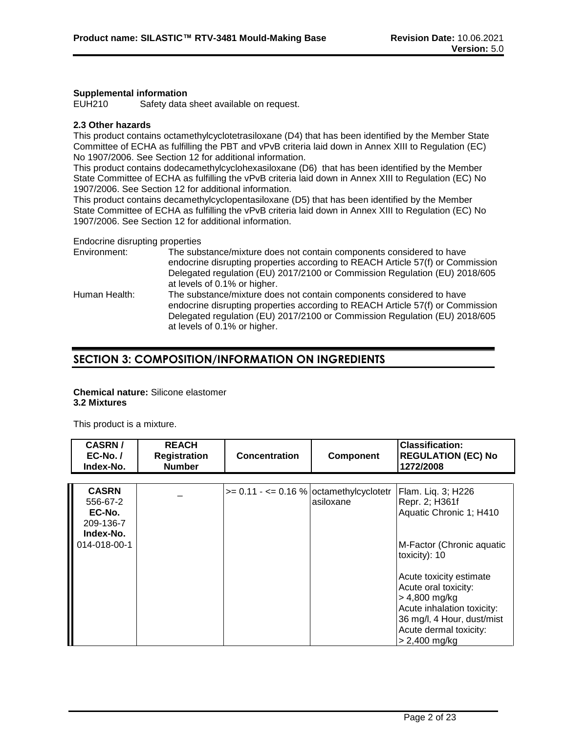**Supplemental information**

EUH210 Safety data sheet available on request.

**2.3 Other hazards**

This product contains octamethylcyclotetrasiloxane (D4) that has been identified by the Member State Committee of ECHA as fulfilling the PBT and vPvB criteria laid down in Annex XIII to Regulation (EC) No 1907/2006. See Section 12 for additional information.

This product contains dodecamethylcyclohexasiloxane (D6) that has been identified by the Member State Committee of ECHA as fulfilling the vPvB criteria laid down in Annex XIII to Regulation (EC) No 1907/2006. See Section 12 for additional information.

This product contains decamethylcyclopentasiloxane (D5) that has been identified by the Member State Committee of ECHA as fulfilling the vPvB criteria laid down in Annex XIII to Regulation (EC) No 1907/2006. See Section 12 for additional information.

Endocrine disrupting properties

Environment: The substance/mixture does not contain components considered to have endocrine disrupting properties according to REACH Article 57(f) or Commission Delegated regulation (EU) 2017/2100 or Commission Regulation (EU) 2018/605 at levels of 0.1% or higher.

Human Health: The substance/mixture does not contain components considered to have endocrine disrupting properties according to REACH Article 57(f) or Commission Delegated regulation (EU) 2017/2100 or Commission Regulation (EU) 2018/605 at levels of 0.1% or higher.

## SECTION 3: COMPOSITION/INFORMATION ON INGREDIENTS

**Chemical nature:** Silicone elastomer

**3.2 Mixtures**

This product is a mixture.

| CASRN / EC-No. / Index-No. | REACH Registration Number | Concentration | Component | Classification: REGULATION (EC) No 1272/2008 |
|---|---|---|---|---|
| **CASRN** 556-67-2 **EC-No.** 209-136-7 **Index-No.** 014-018-00-1 | _ | >= 0.11 - <= 0.16 % | octamethylcyclotetrasiloxane | Flam. Liq. 3; H226<br>Repr. 2; H361f<br>Aquatic Chronic 1; H410<br><br>M-Factor (Chronic aquatic toxicity): 10<br><br>Acute toxicity estimate<br>Acute oral toxicity: > 4,800 mg/kg<br>Acute inhalation toxicity: 36 mg/l, 4 Hour, dust/mist<br>Acute dermal toxicity: > 2,400 mg/kg |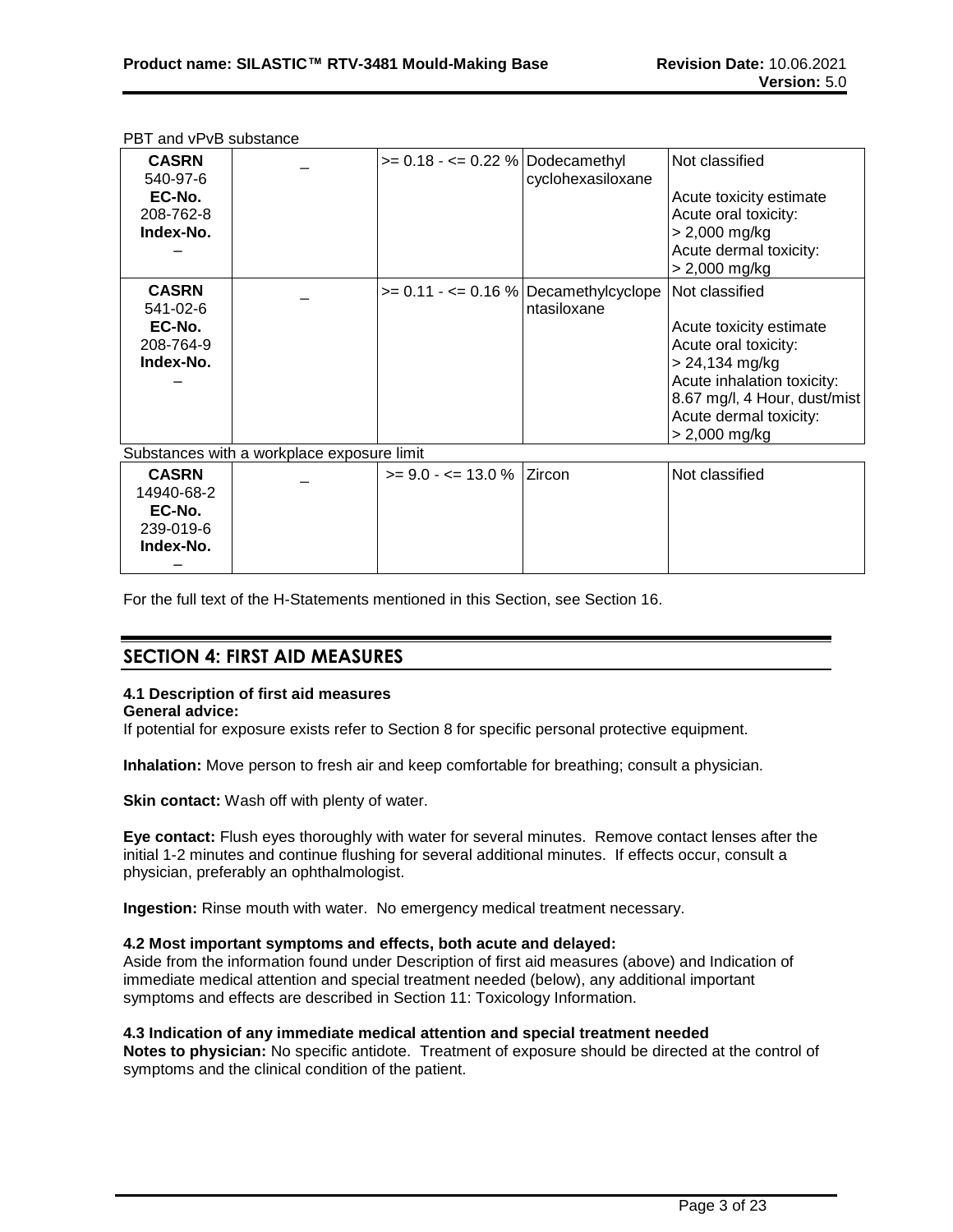PBT and vPvB substance

| | | | | |
|---|---|---|---|---|
| **CASRN**<br>540-97-6<br>**EC-No.**<br>208-762-8<br>**Index-No.**<br>– | _ | >= 0.18 - <= 0.22 % | Dodecamethyl cyclohexasiloxane | Not classified<br><br>Acute toxicity estimate<br>Acute oral toxicity:<br>> 2,000 mg/kg<br>Acute dermal toxicity:<br>> 2,000 mg/kg |
| **CASRN**<br>541-02-6<br>**EC-No.**<br>208-764-9<br>**Index-No.**<br>– | _ | >= 0.11 - <= 0.16 % | Decamethylcyclope ntasiloxane | Not classified<br><br>Acute toxicity estimate<br>Acute oral toxicity:<br>> 24,134 mg/kg<br>Acute inhalation toxicity:<br>8.67 mg/l, 4 Hour, dust/mist<br>Acute dermal toxicity:<br>> 2,000 mg/kg |

Substances with a workplace exposure limit

| | | | | |
|---|---|---|---|---|
| **CASRN**<br>14940-68-2<br>**EC-No.**<br>239-019-6<br>**Index-No.**<br>– | _ | >= 9.0 - <= 13.0 % | Zircon | Not classified |

For the full text of the H-Statements mentioned in this Section, see Section 16.

## SECTION 4: FIRST AID MEASURES

### 4.1 Description of first aid measures

**General advice:**
If potential for exposure exists refer to Section 8 for specific personal protective equipment.

**Inhalation:** Move person to fresh air and keep comfortable for breathing; consult a physician.

**Skin contact:** Wash off with plenty of water.

**Eye contact:** Flush eyes thoroughly with water for several minutes. Remove contact lenses after the initial 1-2 minutes and continue flushing for several additional minutes. If effects occur, consult a physician, preferably an ophthalmologist.

**Ingestion:** Rinse mouth with water. No emergency medical treatment necessary.

### 4.2 Most important symptoms and effects, both acute and delayed:

Aside from the information found under Description of first aid measures (above) and Indication of immediate medical attention and special treatment needed (below), any additional important symptoms and effects are described in Section 11: Toxicology Information.

### 4.3 Indication of any immediate medical attention and special treatment needed

**Notes to physician:** No specific antidote. Treatment of exposure should be directed at the control of symptoms and the clinical condition of the patient.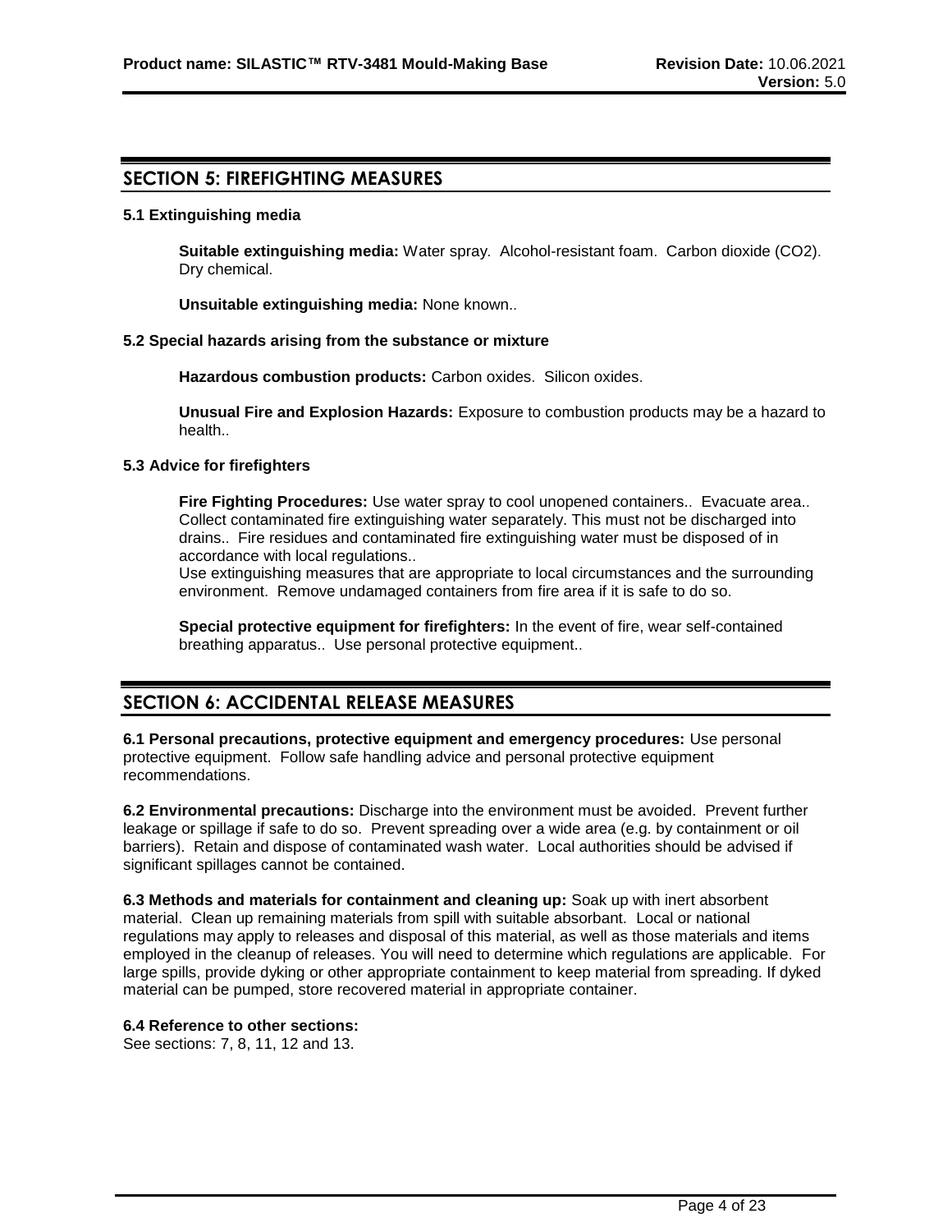## SECTION 5: FIREFIGHTING MEASURES

### 5.1 Extinguishing media

**Suitable extinguishing media:** Water spray. Alcohol-resistant foam. Carbon dioxide ($CO_2$). Dry chemical.

**Unsuitable extinguishing media:** None known..

### 5.2 Special hazards arising from the substance or mixture

**Hazardous combustion products:** Carbon oxides. Silicon oxides.

**Unusual Fire and Explosion Hazards:** Exposure to combustion products may be a hazard to health..

### 5.3 Advice for firefighters

**Fire Fighting Procedures:** Use water spray to cool unopened containers.. Evacuate area.. Collect contaminated fire extinguishing water separately. This must not be discharged into drains.. Fire residues and contaminated fire extinguishing water must be disposed of in accordance with local regulations..
Use extinguishing measures that are appropriate to local circumstances and the surrounding environment. Remove undamaged containers from fire area if it is safe to do so.

**Special protective equipment for firefighters:** In the event of fire, wear self-contained breathing apparatus.. Use personal protective equipment..

## SECTION 6: ACCIDENTAL RELEASE MEASURES

**6.1 Personal precautions, protective equipment and emergency procedures:** Use personal protective equipment. Follow safe handling advice and personal protective equipment recommendations.

**6.2 Environmental precautions:** Discharge into the environment must be avoided. Prevent further leakage or spillage if safe to do so. Prevent spreading over a wide area (e.g. by containment or oil barriers). Retain and dispose of contaminated wash water. Local authorities should be advised if significant spillages cannot be contained.

**6.3 Methods and materials for containment and cleaning up:** Soak up with inert absorbent material. Clean up remaining materials from spill with suitable absorbant. Local or national regulations may apply to releases and disposal of this material, as well as those materials and items employed in the cleanup of releases. You will need to determine which regulations are applicable. For large spills, provide dyking or other appropriate containment to keep material from spreading. If dyked material can be pumped, store recovered material in appropriate container.

**6.4 Reference to other sections:**
See sections: 7, 8, 11, 12 and 13.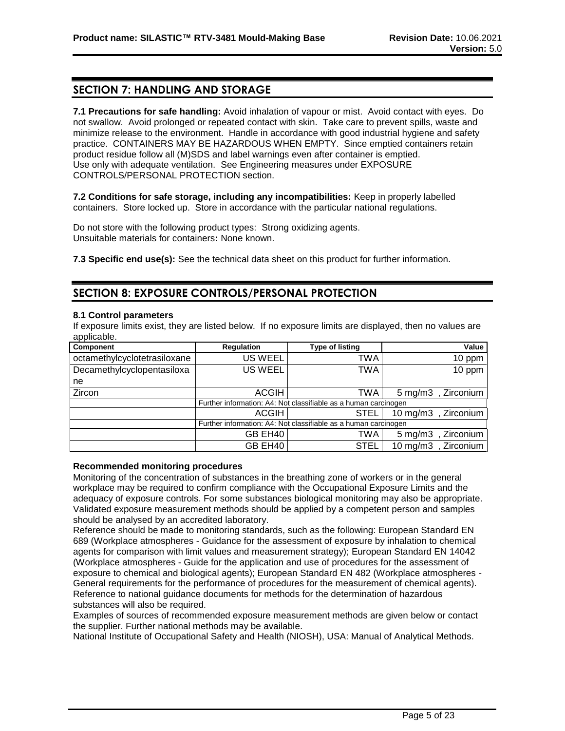## SECTION 7: HANDLING AND STORAGE

**7.1 Precautions for safe handling:** Avoid inhalation of vapour or mist. Avoid contact with eyes. Do not swallow. Avoid prolonged or repeated contact with skin. Take care to prevent spills, waste and minimize release to the environment. Handle in accordance with good industrial hygiene and safety practice. CONTAINERS MAY BE HAZARDOUS WHEN EMPTY. Since emptied containers retain product residue follow all (M)SDS and label warnings even after container is emptied. Use only with adequate ventilation. See Engineering measures under EXPOSURE CONTROLS/PERSONAL PROTECTION section.

**7.2 Conditions for safe storage, including any incompatibilities:** Keep in properly labelled containers. Store locked up. Store in accordance with the particular national regulations.

Do not store with the following product types: Strong oxidizing agents.
Unsuitable materials for containers**:** None known.

**7.3 Specific end use(s):** See the technical data sheet on this product for further information.

## SECTION 8: EXPOSURE CONTROLS/PERSONAL PROTECTION

**8.1 Control parameters**

If exposure limits exist, they are listed below. If no exposure limits are displayed, then no values are applicable.

| Component | Regulation | Type of listing | Value |
|---|---|---|---|
| octamethylcyclotetrasiloxane | US WEEL | TWA | 10 ppm |
| Decamethylcyclopentasiloxane | US WEEL | TWA | 10 ppm |
| Zircon | ACGIH | TWA | 5 mg/m3 , Zirconium |
| | Further information: A4: Not classifiable as a human carcinogen | | |
| | ACGIH | STEL | 10 mg/m3 , Zirconium |
| | Further information: A4: Not classifiable as a human carcinogen | | |
| | GB EH40 | TWA | 5 mg/m3 , Zirconium |
| | GB EH40 | STEL | 10 mg/m3 , Zirconium |

**Recommended monitoring procedures**

Monitoring of the concentration of substances in the breathing zone of workers or in the general workplace may be required to confirm compliance with the Occupational Exposure Limits and the adequacy of exposure controls. For some substances biological monitoring may also be appropriate. Validated exposure measurement methods should be applied by a competent person and samples should be analysed by an accredited laboratory.

Reference should be made to monitoring standards, such as the following: European Standard EN 689 (Workplace atmospheres - Guidance for the assessment of exposure by inhalation to chemical agents for comparison with limit values and measurement strategy); European Standard EN 14042 (Workplace atmospheres - Guide for the application and use of procedures for the assessment of exposure to chemical and biological agents); European Standard EN 482 (Workplace atmospheres - General requirements for the performance of procedures for the measurement of chemical agents). Reference to national guidance documents for methods for the determination of hazardous substances will also be required.

Examples of sources of recommended exposure measurement methods are given below or contact the supplier. Further national methods may be available.

National Institute of Occupational Safety and Health (NIOSH), USA: Manual of Analytical Methods.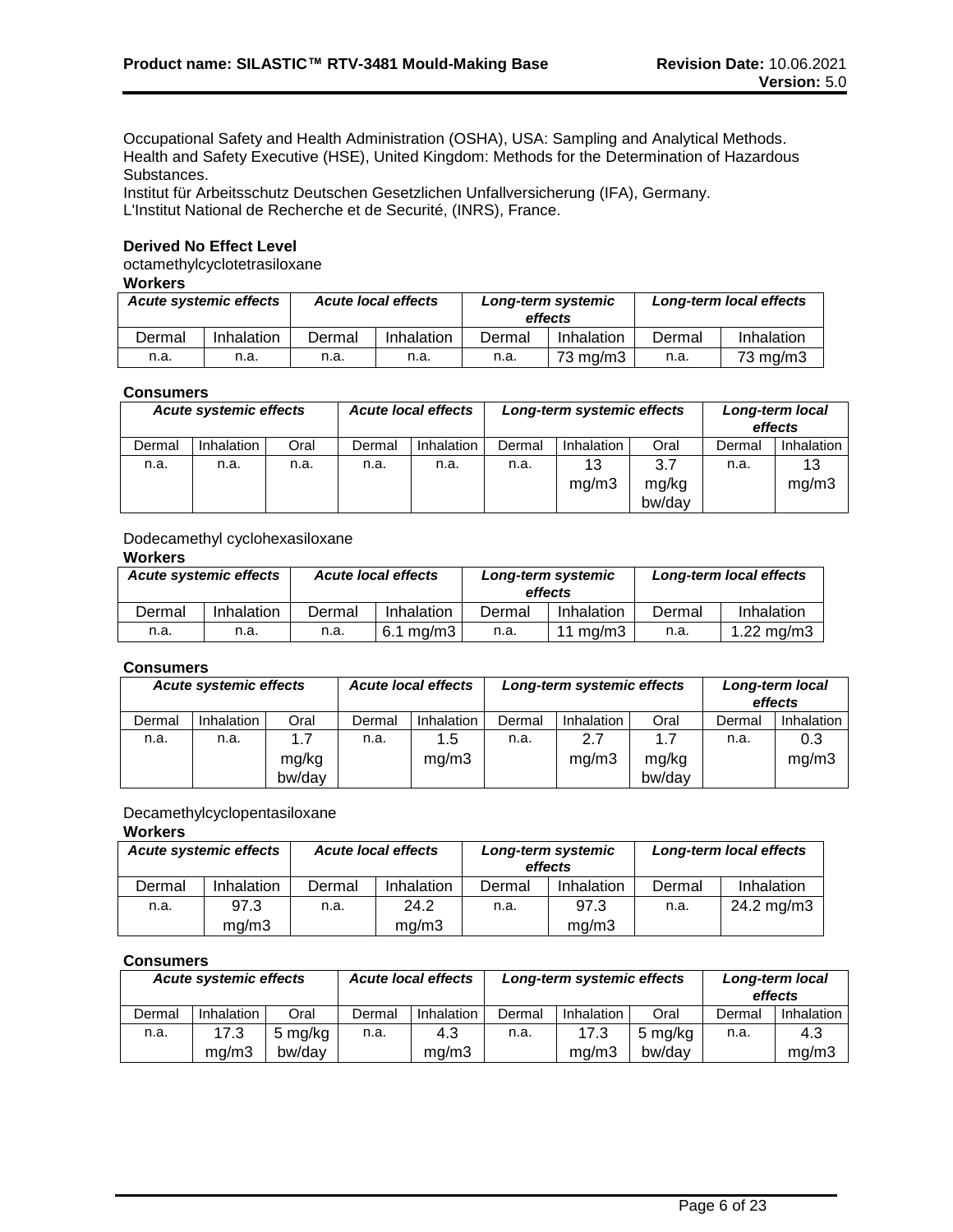Occupational Safety and Health Administration (OSHA), USA: Sampling and Analytical Methods.
Health and Safety Executive (HSE), United Kingdom: Methods for the Determination of Hazardous Substances.
Institut für Arbeitsschutz Deutschen Gesetzlichen Unfallversicherung (IFA), Germany.
L'Institut National de Recherche et de Securité, (INRS), France.

**Derived No Effect Level**

octamethylcyclotetrasiloxane

**Workers**

| *Acute systemic effects* | | *Acute local effects* | | *Long-term systemic effects* | | *Long-term local effects* | |
|---|---|---|---|---|---|---|---|
| Dermal | Inhalation | Dermal | Inhalation | Dermal | Inhalation | Dermal | Inhalation |
| n.a. | n.a. | n.a. | n.a. | n.a. | 73 mg/m3 | n.a. | 73 mg/m3 |

**Consumers**

| *Acute systemic effects* | | | *Acute local effects* | | *Long-term systemic effects* | | | *Long-term local effects* | |
|---|---|---|---|---|---|---|---|---|---|
| Dermal | Inhalation | Oral | Dermal | Inhalation | Dermal | Inhalation | Oral | Dermal | Inhalation |
| n.a. | n.a. | n.a. | n.a. | n.a. | n.a. | 13 mg/m3 | 3.7 mg/kg bw/day | n.a. | 13 mg/m3 |

Dodecamethyl cyclohexasiloxane

**Workers**

| *Acute systemic effects* | | *Acute local effects* | | *Long-term systemic effects* | | *Long-term local effects* | |
|---|---|---|---|---|---|---|---|
| Dermal | Inhalation | Dermal | Inhalation | Dermal | Inhalation | Dermal | Inhalation |
| n.a. | n.a. | n.a. | 6.1 mg/m3 | n.a. | 11 mg/m3 | n.a. | 1.22 mg/m3 |

**Consumers**

| *Acute systemic effects* | | | *Acute local effects* | | *Long-term systemic effects* | | | *Long-term local effects* | |
|---|---|---|---|---|---|---|---|---|---|
| Dermal | Inhalation | Oral | Dermal | Inhalation | Dermal | Inhalation | Oral | Dermal | Inhalation |
| n.a. | n.a. | 1.7 mg/kg bw/day | n.a. | 1.5 mg/m3 | n.a. | 2.7 mg/m3 | 1.7 mg/kg bw/day | n.a. | 0.3 mg/m3 |

Decamethylcyclopentasiloxane

**Workers**

| *Acute systemic effects* | | *Acute local effects* | | *Long-term systemic effects* | | *Long-term local effects* | |
|---|---|---|---|---|---|---|---|
| Dermal | Inhalation | Dermal | Inhalation | Dermal | Inhalation | Dermal | Inhalation |
| n.a. | 97.3 mg/m3 | n.a. | 24.2 mg/m3 | n.a. | 97.3 mg/m3 | n.a. | 24.2 mg/m3 |

**Consumers**

| *Acute systemic effects* | | | *Acute local effects* | | *Long-term systemic effects* | | | *Long-term local effects* | |
|---|---|---|---|---|---|---|---|---|---|
| Dermal | Inhalation | Oral | Dermal | Inhalation | Dermal | Inhalation | Oral | Dermal | Inhalation |
| n.a. | 17.3 mg/m3 | 5 mg/kg bw/day | n.a. | 4.3 mg/m3 | n.a. | 17.3 mg/m3 | 5 mg/kg bw/day | n.a. | 4.3 mg/m3 |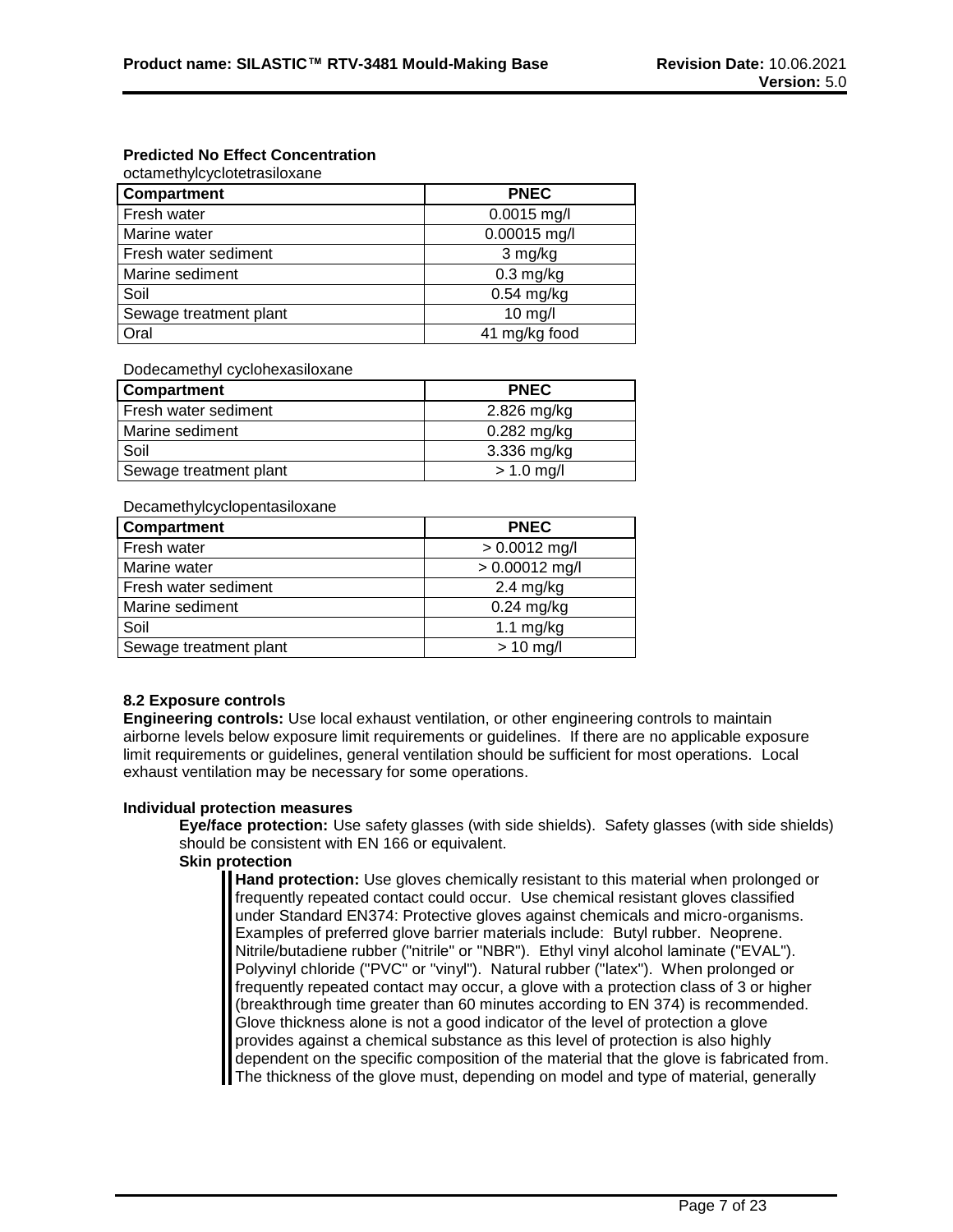**Predicted No Effect Concentration**

octamethylcyclotetrasiloxane

| Compartment | PNEC |
| --- | --- |
| Fresh water | 0.0015 mg/l |
| Marine water | 0.00015 mg/l |
| Fresh water sediment | 3 mg/kg |
| Marine sediment | 0.3 mg/kg |
| Soil | 0.54 mg/kg |
| Sewage treatment plant | 10 mg/l |
| Oral | 41 mg/kg food |

Dodecamethyl cyclohexasiloxane

| Compartment | PNEC |
| --- | --- |
| Fresh water sediment | 2.826 mg/kg |
| Marine sediment | 0.282 mg/kg |
| Soil | 3.336 mg/kg |
| Sewage treatment plant | > 1.0 mg/l |

Decamethylcyclopentasiloxane

| Compartment | PNEC |
| --- | --- |
| Fresh water | > 0.0012 mg/l |
| Marine water | > 0.00012 mg/l |
| Fresh water sediment | 2.4 mg/kg |
| Marine sediment | 0.24 mg/kg |
| Soil | 1.1 mg/kg |
| Sewage treatment plant | > 10 mg/l |

**8.2 Exposure controls**

**Engineering controls:** Use local exhaust ventilation, or other engineering controls to maintain airborne levels below exposure limit requirements or guidelines. If there are no applicable exposure limit requirements or guidelines, general ventilation should be sufficient for most operations. Local exhaust ventilation may be necessary for some operations.

**Individual protection measures**

**Eye/face protection:** Use safety glasses (with side shields). Safety glasses (with side shields) should be consistent with EN 166 or equivalent.

**Skin protection**

**Hand protection:** Use gloves chemically resistant to this material when prolonged or frequently repeated contact could occur. Use chemical resistant gloves classified under Standard EN374: Protective gloves against chemicals and micro-organisms. Examples of preferred glove barrier materials include: Butyl rubber. Neoprene. Nitrile/butadiene rubber ("nitrile" or "NBR"). Ethyl vinyl alcohol laminate ("EVAL"). Polyvinyl chloride ("PVC" or "vinyl"). Natural rubber ("latex"). When prolonged or frequently repeated contact may occur, a glove with a protection class of 3 or higher (breakthrough time greater than 60 minutes according to EN 374) is recommended. Glove thickness alone is not a good indicator of the level of protection a glove provides against a chemical substance as this level of protection is also highly dependent on the specific composition of the material that the glove is fabricated from. The thickness of the glove must, depending on model and type of material, generally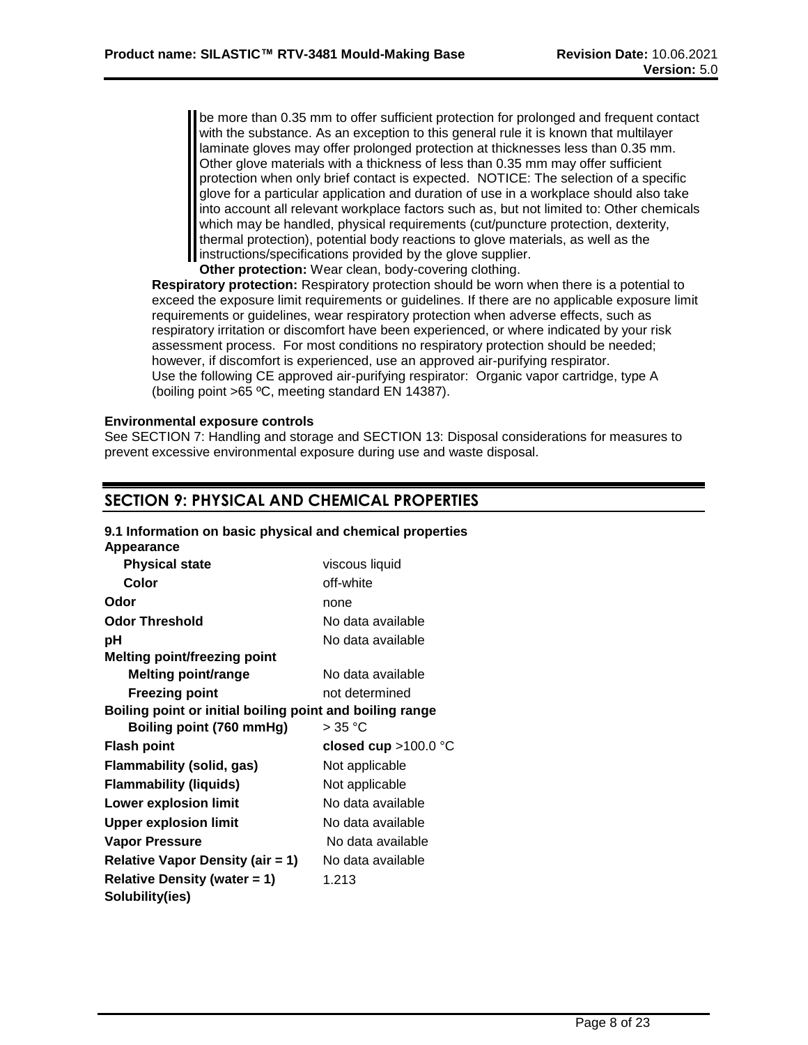be more than 0.35 mm to offer sufficient protection for prolonged and frequent contact with the substance. As an exception to this general rule it is known that multilayer laminate gloves may offer prolonged protection at thicknesses less than 0.35 mm. Other glove materials with a thickness of less than 0.35 mm may offer sufficient protection when only brief contact is expected. NOTICE: The selection of a specific glove for a particular application and duration of use in a workplace should also take into account all relevant workplace factors such as, but not limited to: Other chemicals which may be handled, physical requirements (cut/puncture protection, dexterity, thermal protection), potential body reactions to glove materials, as well as the instructions/specifications provided by the glove supplier.

**Other protection:** Wear clean, body-covering clothing.

**Respiratory protection:** Respiratory protection should be worn when there is a potential to exceed the exposure limit requirements or guidelines. If there are no applicable exposure limit requirements or guidelines, wear respiratory protection when adverse effects, such as respiratory irritation or discomfort have been experienced, or where indicated by your risk assessment process. For most conditions no respiratory protection should be needed; however, if discomfort is experienced, use an approved air-purifying respirator.
Use the following CE approved air-purifying respirator: Organic vapor cartridge, type A (boiling point >65 ºC, meeting standard EN 14387).

**Environmental exposure controls**

See SECTION 7: Handling and storage and SECTION 13: Disposal considerations for measures to prevent excessive environmental exposure during use and waste disposal.

## SECTION 9: PHYSICAL AND CHEMICAL PROPERTIES

**9.1 Information on basic physical and chemical properties**

**Appearance**

| Property | Value |
|---|---|
| **Physical state** | viscous liquid |
| **Color** | off-white |
| **Odor** | none |
| **Odor Threshold** | No data available |
| **pH** | No data available |
| **Melting point/freezing point** | |
| **Melting point/range** | No data available |
| **Freezing point** | not determined |
| **Boiling point or initial boiling point and boiling range** | |
| **Boiling point (760 mmHg)** | > 35 °C |
| **Flash point** | **closed cup** >100.0 °C |
| **Flammability (solid, gas)** | Not applicable |
| **Flammability (liquids)** | Not applicable |
| **Lower explosion limit** | No data available |
| **Upper explosion limit** | No data available |
| **Vapor Pressure** | No data available |
| **Relative Vapor Density (air = 1)** | No data available |
| **Relative Density (water = 1)** | 1.213 |
| **Solubility(ies)** | |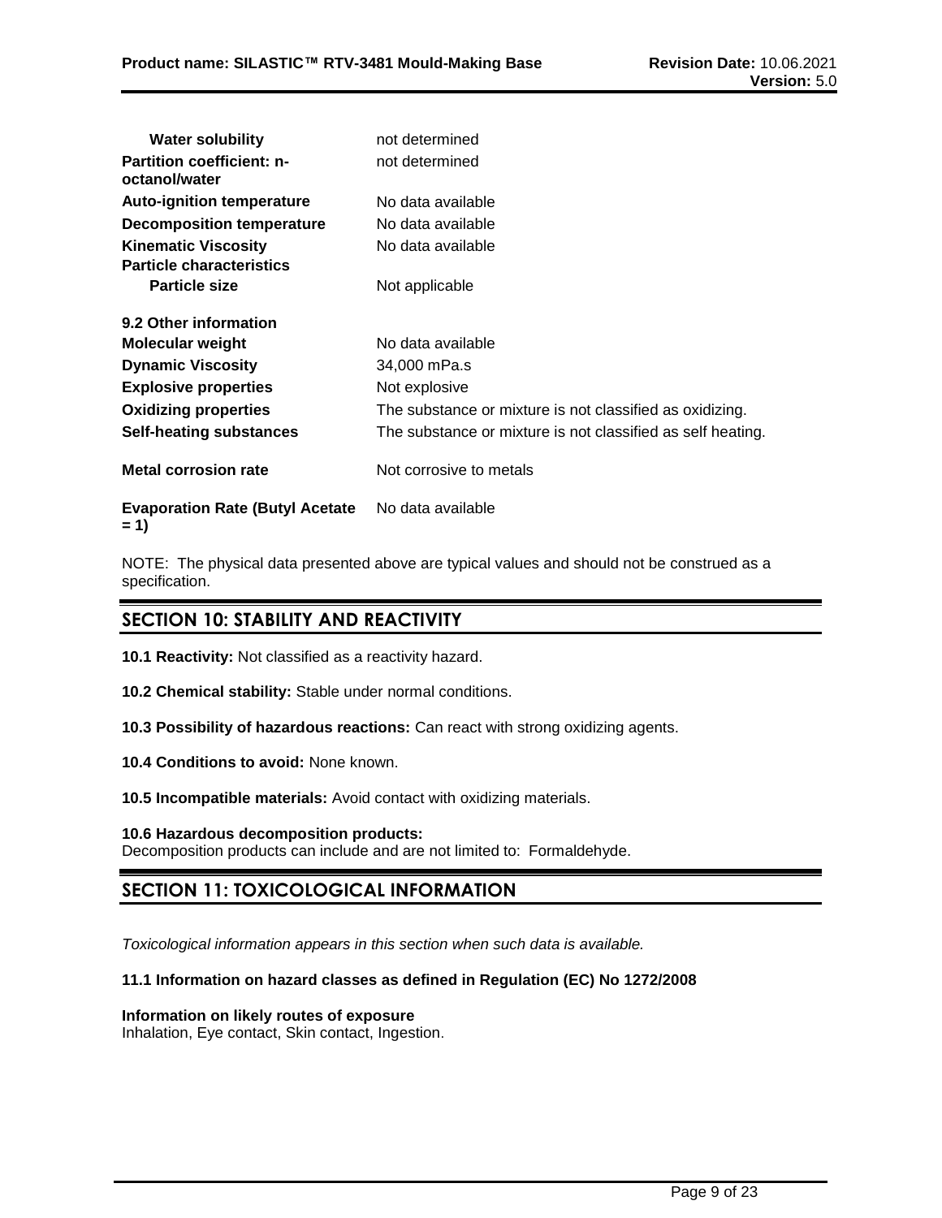| | |
|---|---|
| **Water solubility** | not determined |
| **Partition coefficient: n-octanol/water** | not determined |
| **Auto-ignition temperature** | No data available |
| **Decomposition temperature** | No data available |
| **Kinematic Viscosity** | No data available |
| **Particle characteristics** | |
| **Particle size** | Not applicable |

**9.2 Other information**

| | |
|---|---|
| **Molecular weight** | No data available |
| **Dynamic Viscosity** | 34,000 mPa.s |
| **Explosive properties** | Not explosive |
| **Oxidizing properties** | The substance or mixture is not classified as oxidizing. |
| **Self-heating substances** | The substance or mixture is not classified as self heating. |
| **Metal corrosion rate** | Not corrosive to metals |
| **Evaporation Rate (Butyl Acetate = 1)** | No data available |

NOTE: The physical data presented above are typical values and should not be construed as a specification.

## SECTION 10: STABILITY AND REACTIVITY

**10.1 Reactivity:** Not classified as a reactivity hazard.

**10.2 Chemical stability:** Stable under normal conditions.

**10.3 Possibility of hazardous reactions:** Can react with strong oxidizing agents.

**10.4 Conditions to avoid:** None known.

**10.5 Incompatible materials:** Avoid contact with oxidizing materials.

**10.6 Hazardous decomposition products:**
Decomposition products can include and are not limited to: Formaldehyde.

## SECTION 11: TOXICOLOGICAL INFORMATION

*Toxicological information appears in this section when such data is available.*

**11.1 Information on hazard classes as defined in Regulation (EC) No 1272/2008**

**Information on likely routes of exposure**
Inhalation, Eye contact, Skin contact, Ingestion.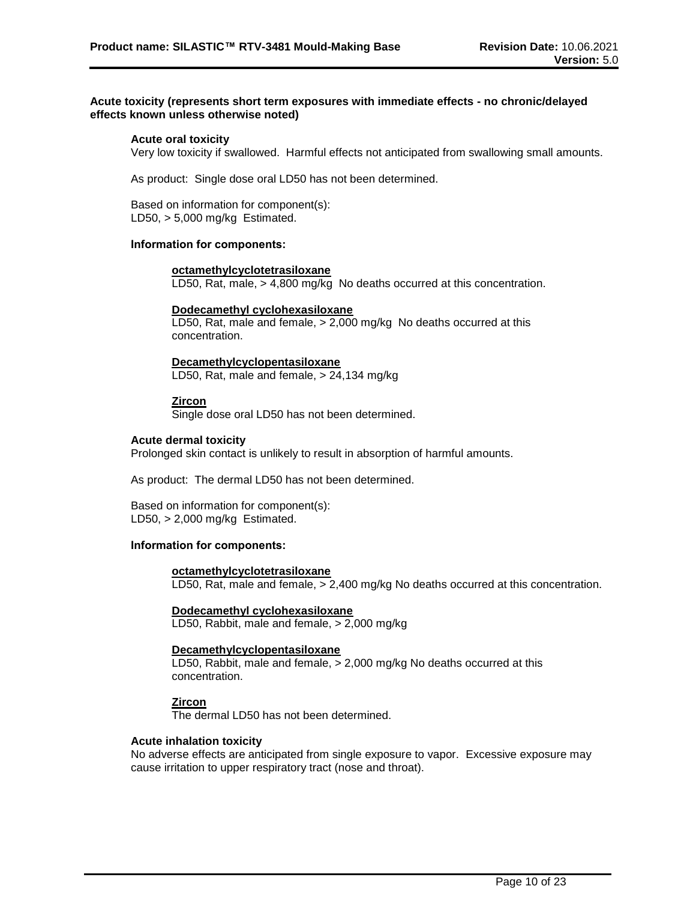**Acute toxicity (represents short term exposures with immediate effects - no chronic/delayed effects known unless otherwise noted)**

**Acute oral toxicity**

Very low toxicity if swallowed. Harmful effects not anticipated from swallowing small amounts.

As product: Single dose oral LD50 has not been determined.

Based on information for component(s):
LD50, > 5,000 mg/kg Estimated.

**Information for components:**

**octamethylcyclotetrasiloxane**
LD50, Rat, male, > 4,800 mg/kg No deaths occurred at this concentration.

**Dodecamethyl cyclohexasiloxane**
LD50, Rat, male and female, > 2,000 mg/kg No deaths occurred at this concentration.

**Decamethylcyclopentasiloxane**
LD50, Rat, male and female, > 24,134 mg/kg

**Zircon**
Single dose oral LD50 has not been determined.

**Acute dermal toxicity**

Prolonged skin contact is unlikely to result in absorption of harmful amounts.

As product: The dermal LD50 has not been determined.

Based on information for component(s):
LD50, > 2,000 mg/kg Estimated.

**Information for components:**

**octamethylcyclotetrasiloxane**
LD50, Rat, male and female, > 2,400 mg/kg No deaths occurred at this concentration.

**Dodecamethyl cyclohexasiloxane**
LD50, Rabbit, male and female, > 2,000 mg/kg

**Decamethylcyclopentasiloxane**
LD50, Rabbit, male and female, > 2,000 mg/kg No deaths occurred at this concentration.

**Zircon**
The dermal LD50 has not been determined.

**Acute inhalation toxicity**

No adverse effects are anticipated from single exposure to vapor. Excessive exposure may cause irritation to upper respiratory tract (nose and throat).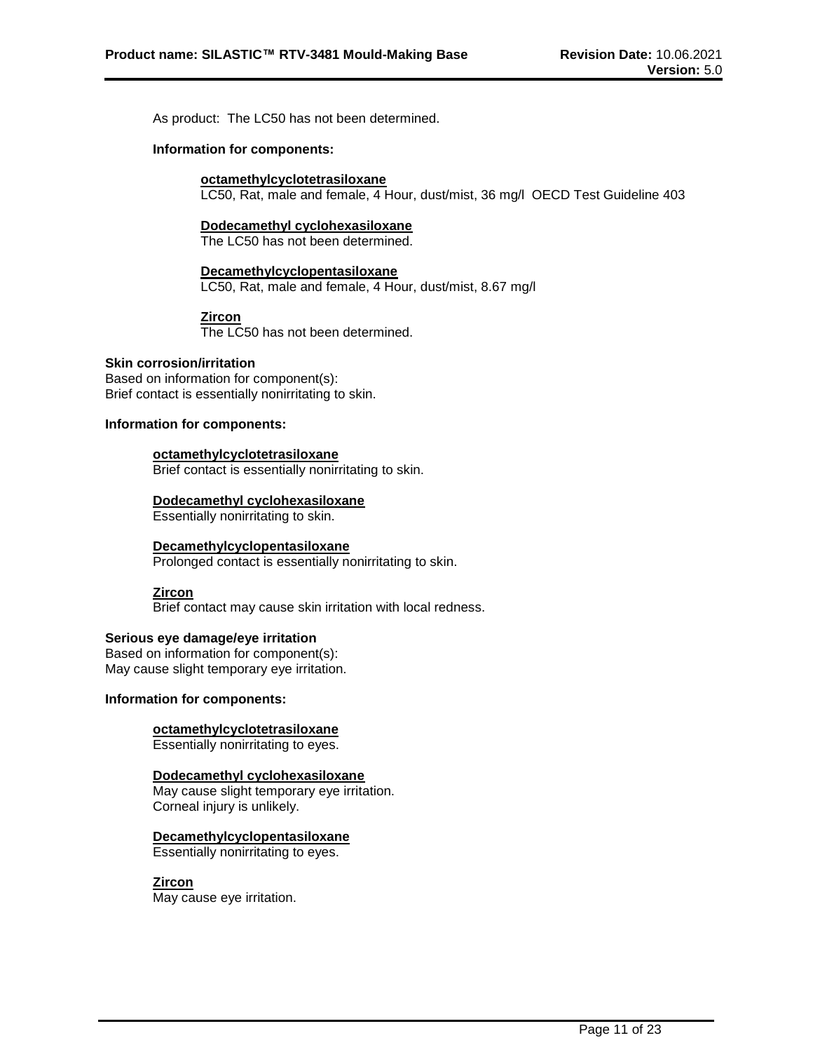As product: The LC50 has not been determined.

**Information for components:**

**octamethylcyclotetrasiloxane**
LC50, Rat, male and female, 4 Hour, dust/mist, 36 mg/l OECD Test Guideline 403

**Dodecamethyl cyclohexasiloxane**
The LC50 has not been determined.

**Decamethylcyclopentasiloxane**
LC50, Rat, male and female, 4 Hour, dust/mist, 8.67 mg/l

**Zircon**
The LC50 has not been determined.

**Skin corrosion/irritation**
Based on information for component(s):
Brief contact is essentially nonirritating to skin.

**Information for components:**

**octamethylcyclotetrasiloxane**
Brief contact is essentially nonirritating to skin.

**Dodecamethyl cyclohexasiloxane**
Essentially nonirritating to skin.

**Decamethylcyclopentasiloxane**
Prolonged contact is essentially nonirritating to skin.

**Zircon**
Brief contact may cause skin irritation with local redness.

**Serious eye damage/eye irritation**
Based on information for component(s):
May cause slight temporary eye irritation.

**Information for components:**

**octamethylcyclotetrasiloxane**
Essentially nonirritating to eyes.

**Dodecamethyl cyclohexasiloxane**
May cause slight temporary eye irritation.
Corneal injury is unlikely.

**Decamethylcyclopentasiloxane**
Essentially nonirritating to eyes.

**Zircon**
May cause eye irritation.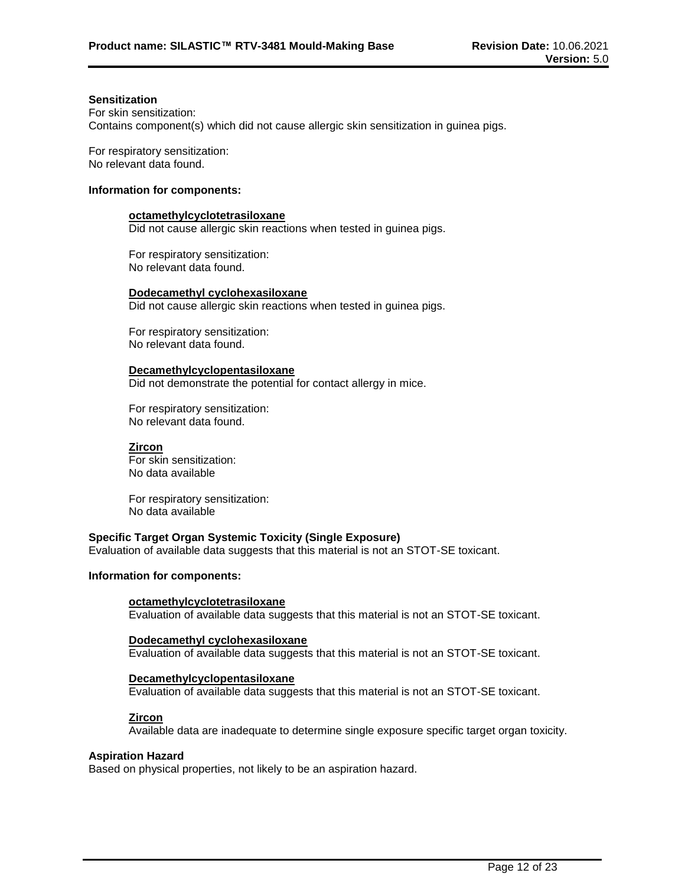**Sensitization**

For skin sensitization:
Contains component(s) which did not cause allergic skin sensitization in guinea pigs.

For respiratory sensitization:
No relevant data found.

**Information for components:**

**octamethylcyclotetrasiloxane**
Did not cause allergic skin reactions when tested in guinea pigs.

For respiratory sensitization:
No relevant data found.

**Dodecamethyl cyclohexasiloxane**
Did not cause allergic skin reactions when tested in guinea pigs.

For respiratory sensitization:
No relevant data found.

**Decamethylcyclopentasiloxane**
Did not demonstrate the potential for contact allergy in mice.

For respiratory sensitization:
No relevant data found.

**Zircon**
For skin sensitization:
No data available

For respiratory sensitization:
No data available

**Specific Target Organ Systemic Toxicity (Single Exposure)**

Evaluation of available data suggests that this material is not an STOT-SE toxicant.

**Information for components:**

**octamethylcyclotetrasiloxane**
Evaluation of available data suggests that this material is not an STOT-SE toxicant.

**Dodecamethyl cyclohexasiloxane**
Evaluation of available data suggests that this material is not an STOT-SE toxicant.

**Decamethylcyclopentasiloxane**
Evaluation of available data suggests that this material is not an STOT-SE toxicant.

**Zircon**
Available data are inadequate to determine single exposure specific target organ toxicity.

**Aspiration Hazard**

Based on physical properties, not likely to be an aspiration hazard.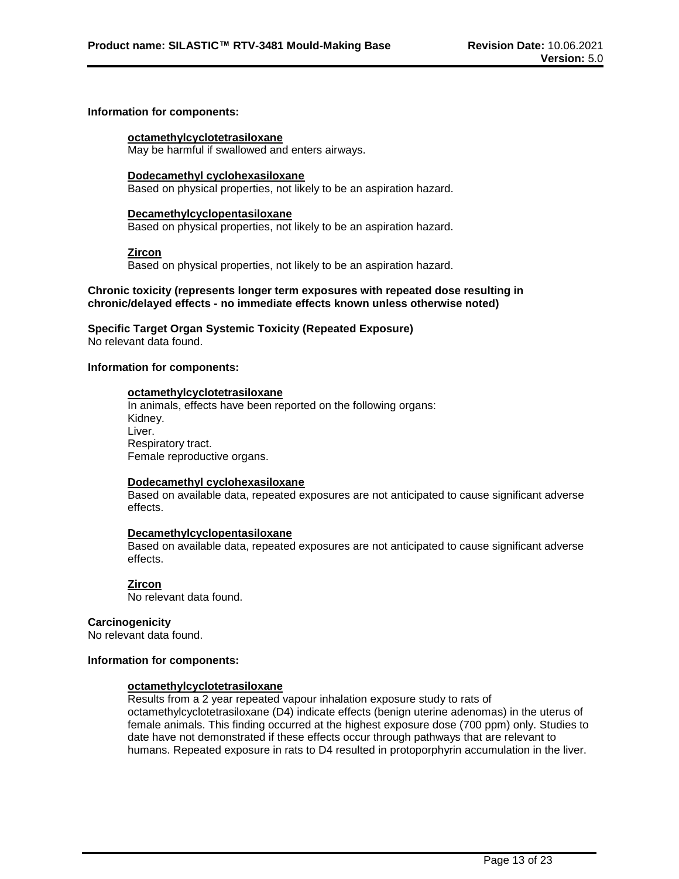**Information for components:**

**octamethylcyclotetrasiloxane**
May be harmful if swallowed and enters airways.

**Dodecamethyl cyclohexasiloxane**
Based on physical properties, not likely to be an aspiration hazard.

**Decamethylcyclopentasiloxane**
Based on physical properties, not likely to be an aspiration hazard.

**Zircon**
Based on physical properties, not likely to be an aspiration hazard.

**Chronic toxicity (represents longer term exposures with repeated dose resulting in chronic/delayed effects - no immediate effects known unless otherwise noted)**

**Specific Target Organ Systemic Toxicity (Repeated Exposure)**
No relevant data found.

**Information for components:**

**octamethylcyclotetrasiloxane**
In animals, effects have been reported on the following organs:
Kidney.
Liver.
Respiratory tract.
Female reproductive organs.

**Dodecamethyl cyclohexasiloxane**
Based on available data, repeated exposures are not anticipated to cause significant adverse effects.

**Decamethylcyclopentasiloxane**
Based on available data, repeated exposures are not anticipated to cause significant adverse effects.

**Zircon**
No relevant data found.

**Carcinogenicity**
No relevant data found.

**Information for components:**

**octamethylcyclotetrasiloxane**
Results from a 2 year repeated vapour inhalation exposure study to rats of octamethylcyclotetrasiloxane (D4) indicate effects (benign uterine adenomas) in the uterus of female animals. This finding occurred at the highest exposure dose (700 ppm) only. Studies to date have not demonstrated if these effects occur through pathways that are relevant to humans. Repeated exposure in rats to D4 resulted in protoporphyrin accumulation in the liver.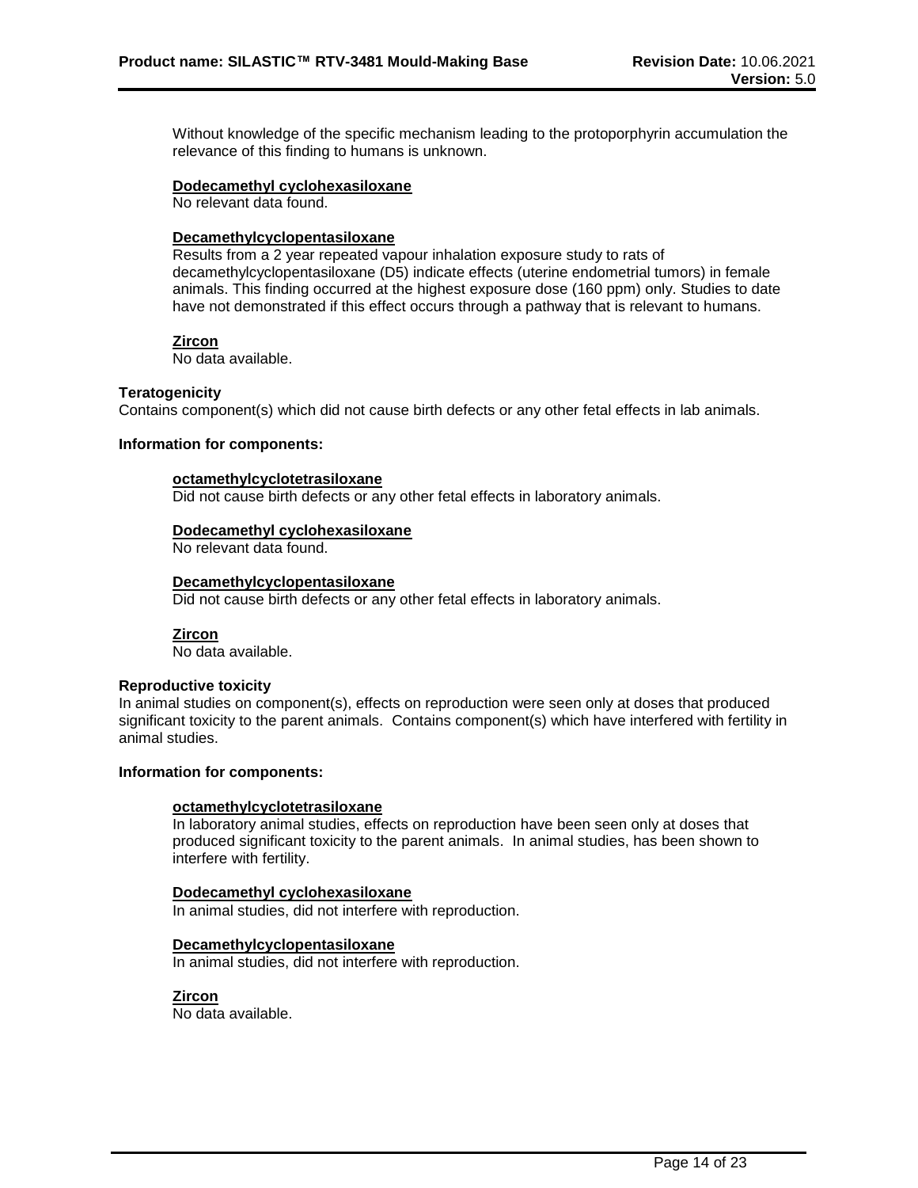Without knowledge of the specific mechanism leading to the protoporphyrin accumulation the relevance of this finding to humans is unknown.

**Dodecamethyl cyclohexasiloxane**
No relevant data found.

**Decamethylcyclopentasiloxane**
Results from a 2 year repeated vapour inhalation exposure study to rats of decamethylcyclopentasiloxane (D5) indicate effects (uterine endometrial tumors) in female animals. This finding occurred at the highest exposure dose (160 ppm) only. Studies to date have not demonstrated if this effect occurs through a pathway that is relevant to humans.

**Zircon**
No data available.

**Teratogenicity**
Contains component(s) which did not cause birth defects or any other fetal effects in lab animals.

**Information for components:**

**octamethylcyclotetrasiloxane**
Did not cause birth defects or any other fetal effects in laboratory animals.

**Dodecamethyl cyclohexasiloxane**
No relevant data found.

**Decamethylcyclopentasiloxane**
Did not cause birth defects or any other fetal effects in laboratory animals.

**Zircon**
No data available.

**Reproductive toxicity**
In animal studies on component(s), effects on reproduction were seen only at doses that produced significant toxicity to the parent animals. Contains component(s) which have interfered with fertility in animal studies.

**Information for components:**

**octamethylcyclotetrasiloxane**
In laboratory animal studies, effects on reproduction have been seen only at doses that produced significant toxicity to the parent animals. In animal studies, has been shown to interfere with fertility.

**Dodecamethyl cyclohexasiloxane**
In animal studies, did not interfere with reproduction.

**Decamethylcyclopentasiloxane**
In animal studies, did not interfere with reproduction.

**Zircon**
No data available.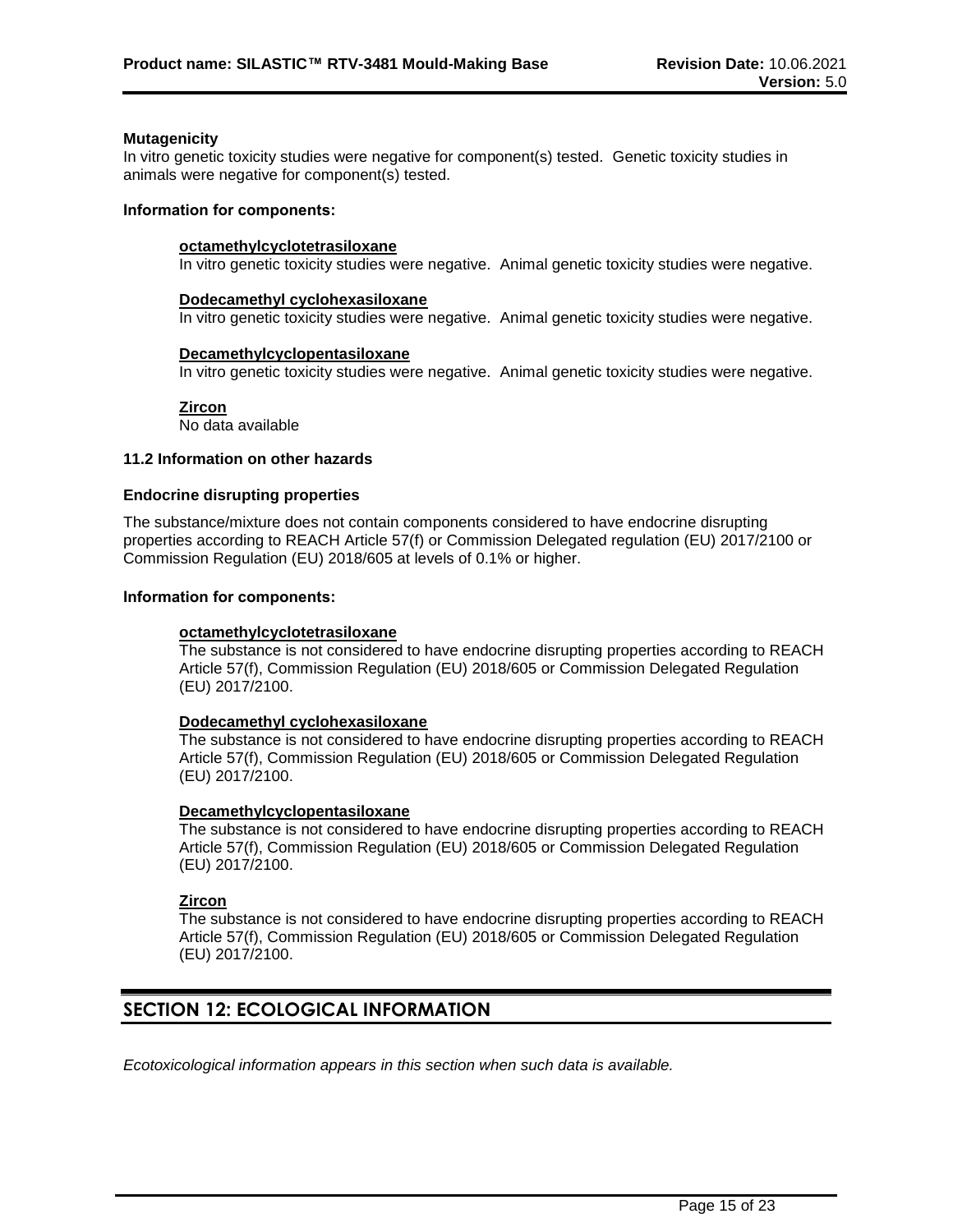**Mutagenicity**

In vitro genetic toxicity studies were negative for component(s) tested. Genetic toxicity studies in animals were negative for component(s) tested.

**Information for components:**

**octamethylcyclotetrasiloxane**

In vitro genetic toxicity studies were negative. Animal genetic toxicity studies were negative.

**Dodecamethyl cyclohexasiloxane**

In vitro genetic toxicity studies were negative. Animal genetic toxicity studies were negative.

**Decamethylcyclopentasiloxane**

In vitro genetic toxicity studies were negative. Animal genetic toxicity studies were negative.

**Zircon**

No data available

**11.2 Information on other hazards**

**Endocrine disrupting properties**

The substance/mixture does not contain components considered to have endocrine disrupting properties according to REACH Article 57(f) or Commission Delegated regulation (EU) 2017/2100 or Commission Regulation (EU) 2018/605 at levels of 0.1% or higher.

**Information for components:**

**octamethylcyclotetrasiloxane**

The substance is not considered to have endocrine disrupting properties according to REACH Article 57(f), Commission Regulation (EU) 2018/605 or Commission Delegated Regulation (EU) 2017/2100.

**Dodecamethyl cyclohexasiloxane**

The substance is not considered to have endocrine disrupting properties according to REACH Article 57(f), Commission Regulation (EU) 2018/605 or Commission Delegated Regulation (EU) 2017/2100.

**Decamethylcyclopentasiloxane**

The substance is not considered to have endocrine disrupting properties according to REACH Article 57(f), Commission Regulation (EU) 2018/605 or Commission Delegated Regulation (EU) 2017/2100.

**Zircon**

The substance is not considered to have endocrine disrupting properties according to REACH Article 57(f), Commission Regulation (EU) 2018/605 or Commission Delegated Regulation (EU) 2017/2100.

## SECTION 12: ECOLOGICAL INFORMATION

*Ecotoxicological information appears in this section when such data is available.*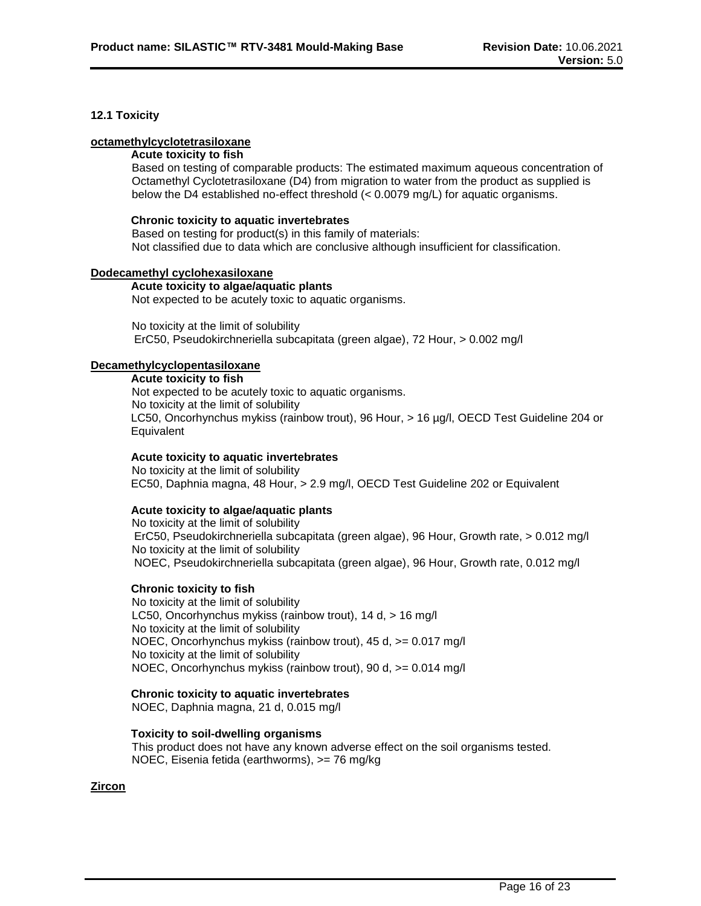## 12.1 Toxicity

**octamethylcyclotetrasiloxane**

**Acute toxicity to fish**

Based on testing of comparable products: The estimated maximum aqueous concentration of Octamethyl Cyclotetrasiloxane (D4) from migration to water from the product as supplied is below the D4 established no-effect threshold (< 0.0079 mg/L) for aquatic organisms.

**Chronic toxicity to aquatic invertebrates**

Based on testing for product(s) in this family of materials:
Not classified due to data which are conclusive although insufficient for classification.

**Dodecamethyl cyclohexasiloxane**

**Acute toxicity to algae/aquatic plants**

Not expected to be acutely toxic to aquatic organisms.

No toxicity at the limit of solubility
ErC50, Pseudokirchneriella subcapitata (green algae), 72 Hour, > 0.002 mg/l

**Decamethylcyclopentasiloxane**

**Acute toxicity to fish**

Not expected to be acutely toxic to aquatic organisms.
No toxicity at the limit of solubility
LC50, Oncorhynchus mykiss (rainbow trout), 96 Hour, > 16 µg/l, OECD Test Guideline 204 or Equivalent

**Acute toxicity to aquatic invertebrates**

No toxicity at the limit of solubility
EC50, Daphnia magna, 48 Hour, > 2.9 mg/l, OECD Test Guideline 202 or Equivalent

**Acute toxicity to algae/aquatic plants**

No toxicity at the limit of solubility
ErC50, Pseudokirchneriella subcapitata (green algae), 96 Hour, Growth rate, > 0.012 mg/l
No toxicity at the limit of solubility
NOEC, Pseudokirchneriella subcapitata (green algae), 96 Hour, Growth rate, 0.012 mg/l

**Chronic toxicity to fish**

No toxicity at the limit of solubility
LC50, Oncorhynchus mykiss (rainbow trout), 14 d, > 16 mg/l
No toxicity at the limit of solubility
NOEC, Oncorhynchus mykiss (rainbow trout), 45 d, >= 0.017 mg/l
No toxicity at the limit of solubility
NOEC, Oncorhynchus mykiss (rainbow trout), 90 d, >= 0.014 mg/l

**Chronic toxicity to aquatic invertebrates**

NOEC, Daphnia magna, 21 d, 0.015 mg/l

**Toxicity to soil-dwelling organisms**

This product does not have any known adverse effect on the soil organisms tested.
NOEC, Eisenia fetida (earthworms), >= 76 mg/kg

**Zircon**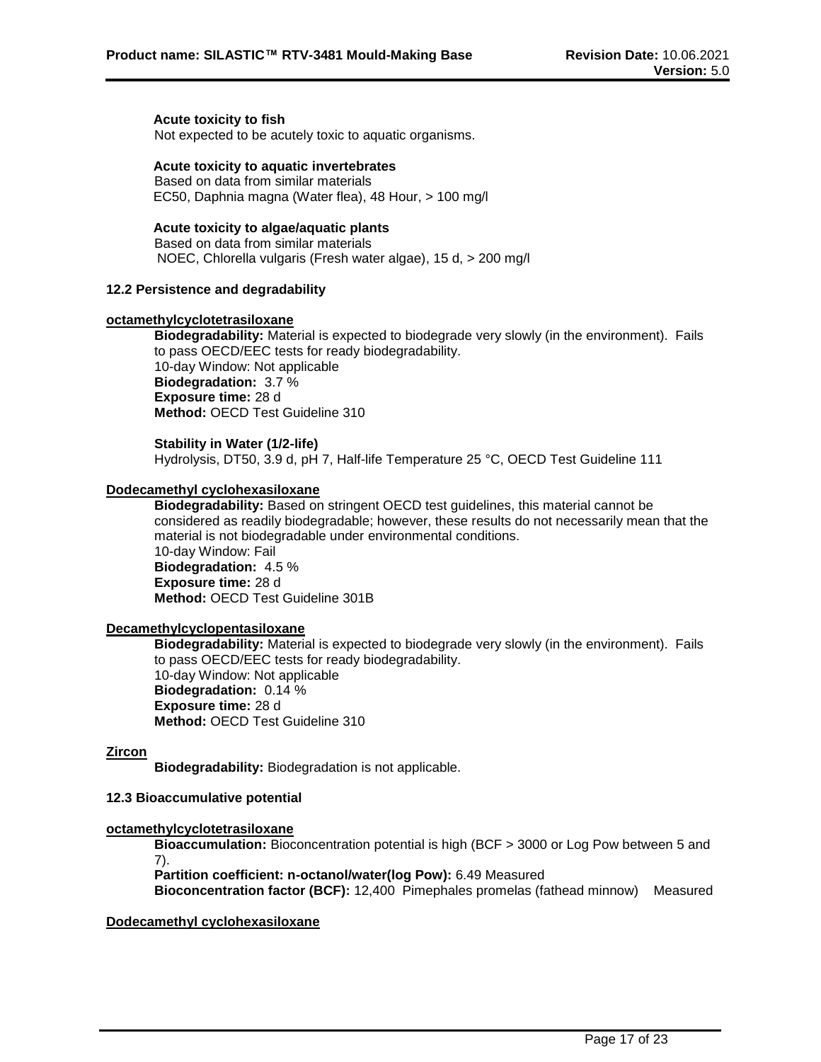**Acute toxicity to fish**
Not expected to be acutely toxic to aquatic organisms.

**Acute toxicity to aquatic invertebrates**
Based on data from similar materials
EC50, Daphnia magna (Water flea), 48 Hour, > 100 mg/l

**Acute toxicity to algae/aquatic plants**
Based on data from similar materials
NOEC, Chlorella vulgaris (Fresh water algae), 15 d, > 200 mg/l

### 12.2 Persistence and degradability

**octamethylcyclotetrasiloxane**

**Biodegradability:** Material is expected to biodegrade very slowly (in the environment). Fails to pass OECD/EEC tests for ready biodegradability.
10-day Window: Not applicable
**Biodegradation:** 3.7 %
**Exposure time:** 28 d
**Method:** OECD Test Guideline 310

**Stability in Water (1/2-life)**
Hydrolysis, DT50, 3.9 d, pH 7, Half-life Temperature 25 °C, OECD Test Guideline 111

**Dodecamethyl cyclohexasiloxane**

**Biodegradability:** Based on stringent OECD test guidelines, this material cannot be considered as readily biodegradable; however, these results do not necessarily mean that the material is not biodegradable under environmental conditions.
10-day Window: Fail
**Biodegradation:** 4.5 %
**Exposure time:** 28 d
**Method:** OECD Test Guideline 301B

**Decamethylcyclopentasiloxane**

**Biodegradability:** Material is expected to biodegrade very slowly (in the environment). Fails to pass OECD/EEC tests for ready biodegradability.
10-day Window: Not applicable
**Biodegradation:** 0.14 %
**Exposure time:** 28 d
**Method:** OECD Test Guideline 310

**Zircon**

**Biodegradability:** Biodegradation is not applicable.

### 12.3 Bioaccumulative potential

**octamethylcyclotetrasiloxane**

**Bioaccumulation:** Bioconcentration potential is high (BCF > 3000 or Log Pow between 5 and 7).
**Partition coefficient: n-octanol/water(log Pow):** 6.49 Measured
**Bioconcentration factor (BCF):** 12,400 Pimephales promelas (fathead minnow) Measured

**Dodecamethyl cyclohexasiloxane**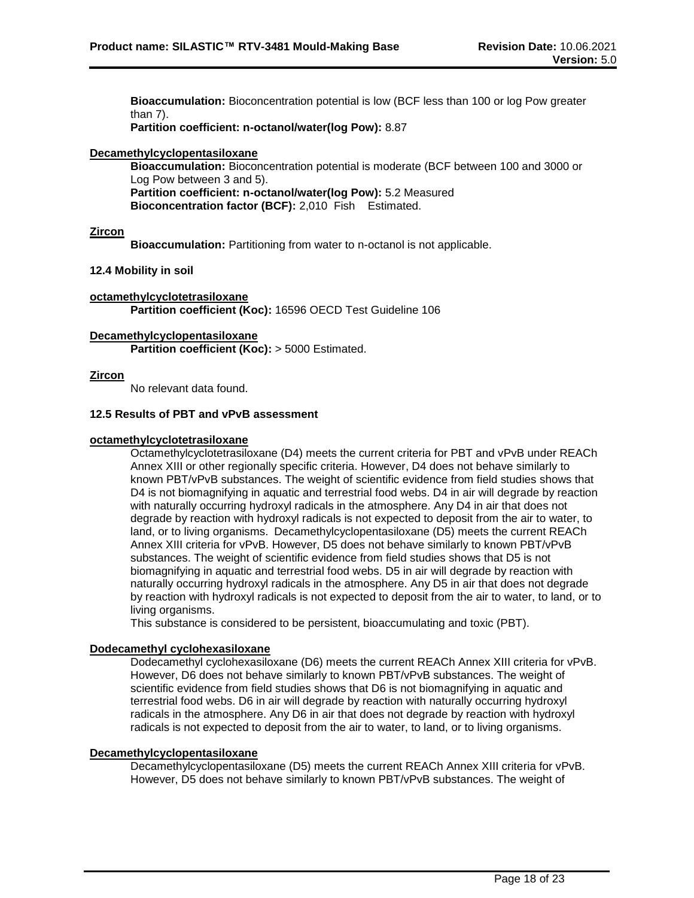**Bioaccumulation:** Bioconcentration potential is low (BCF less than 100 or log Pow greater than 7).
**Partition coefficient: n-octanol/water(log Pow):** 8.87

**Decamethylcyclopentasiloxane**

**Bioaccumulation:** Bioconcentration potential is moderate (BCF between 100 and 3000 or Log Pow between 3 and 5).
**Partition coefficient: n-octanol/water(log Pow):** 5.2 Measured
**Bioconcentration factor (BCF):** 2,010 Fish Estimated.

**Zircon**

**Bioaccumulation:** Partitioning from water to n-octanol is not applicable.

### 12.4 Mobility in soil

**octamethylcyclotetrasiloxane**

**Partition coefficient (Koc):** 16596 OECD Test Guideline 106

**Decamethylcyclopentasiloxane**

**Partition coefficient (Koc):** > 5000 Estimated.

**Zircon**

No relevant data found.

### 12.5 Results of PBT and vPvB assessment

**octamethylcyclotetrasiloxane**

Octamethylcyclotetrasiloxane (D4) meets the current criteria for PBT and vPvB under REACh Annex XIII or other regionally specific criteria. However, D4 does not behave similarly to known PBT/vPvB substances. The weight of scientific evidence from field studies shows that D4 is not biomagnifying in aquatic and terrestrial food webs. D4 in air will degrade by reaction with naturally occurring hydroxyl radicals in the atmosphere. Any D4 in air that does not degrade by reaction with hydroxyl radicals is not expected to deposit from the air to water, to land, or to living organisms. Decamethylcyclopentasiloxane (D5) meets the current REACh Annex XIII criteria for vPvB. However, D5 does not behave similarly to known PBT/vPvB substances. The weight of scientific evidence from field studies shows that D5 is not biomagnifying in aquatic and terrestrial food webs. D5 in air will degrade by reaction with naturally occurring hydroxyl radicals in the atmosphere. Any D5 in air that does not degrade by reaction with hydroxyl radicals is not expected to deposit from the air to water, to land, or to living organisms.
This substance is considered to be persistent, bioaccumulating and toxic (PBT).

**Dodecamethyl cyclohexasiloxane**

Dodecamethyl cyclohexasiloxane (D6) meets the current REACh Annex XIII criteria for vPvB. However, D6 does not behave similarly to known PBT/vPvB substances. The weight of scientific evidence from field studies shows that D6 is not biomagnifying in aquatic and terrestrial food webs. D6 in air will degrade by reaction with naturally occurring hydroxyl radicals in the atmosphere. Any D6 in air that does not degrade by reaction with hydroxyl radicals is not expected to deposit from the air to water, to land, or to living organisms.

**Decamethylcyclopentasiloxane**

Decamethylcyclopentasiloxane (D5) meets the current REACh Annex XIII criteria for vPvB. However, D5 does not behave similarly to known PBT/vPvB substances. The weight of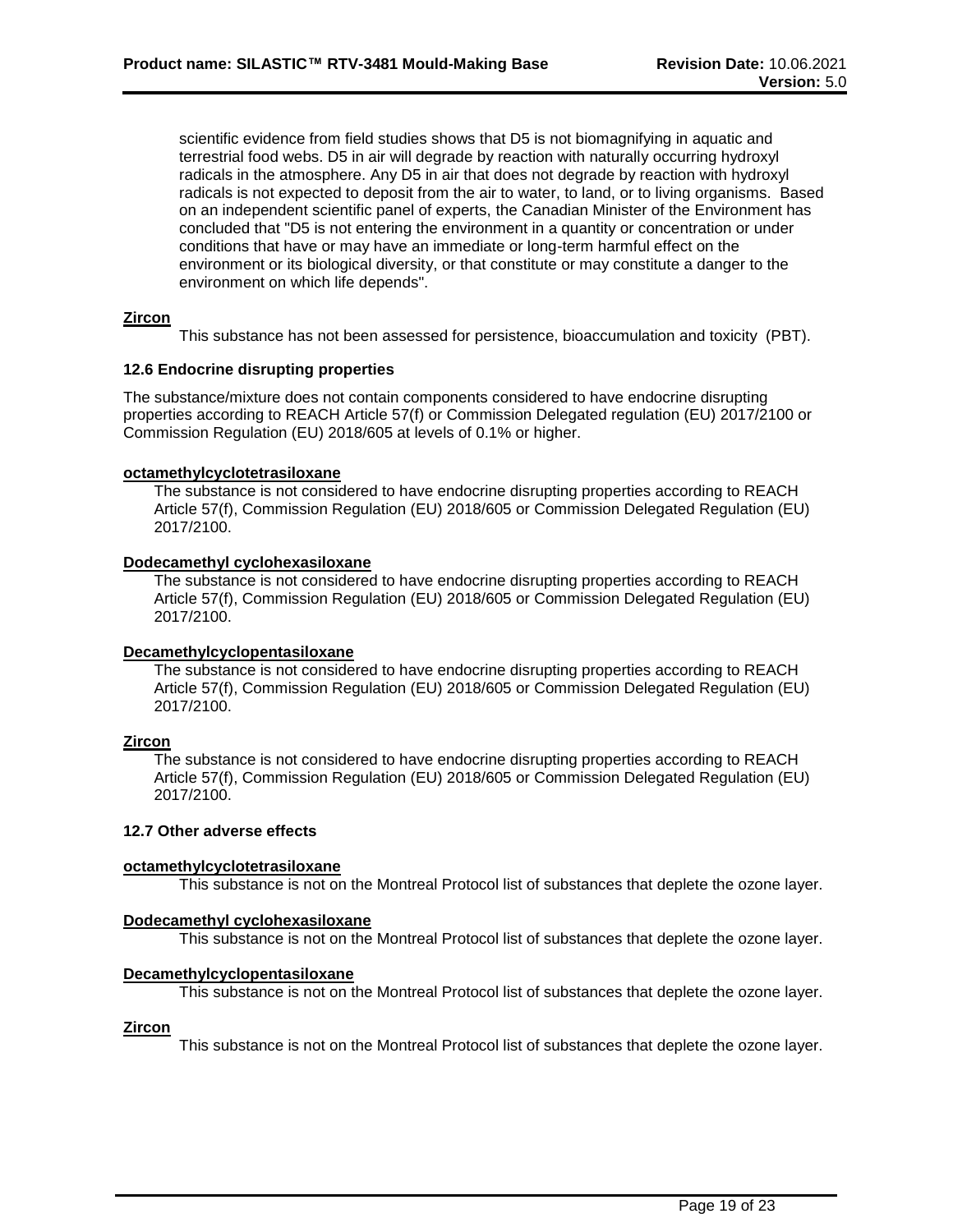scientific evidence from field studies shows that D5 is not biomagnifying in aquatic and terrestrial food webs. D5 in air will degrade by reaction with naturally occurring hydroxyl radicals in the atmosphere. Any D5 in air that does not degrade by reaction with hydroxyl radicals is not expected to deposit from the air to water, to land, or to living organisms. Based on an independent scientific panel of experts, the Canadian Minister of the Environment has concluded that "D5 is not entering the environment in a quantity or concentration or under conditions that have or may have an immediate or long-term harmful effect on the environment or its biological diversity, or that constitute or may constitute a danger to the environment on which life depends".

**Zircon**

This substance has not been assessed for persistence, bioaccumulation and toxicity (PBT).

### 12.6 Endocrine disrupting properties

The substance/mixture does not contain components considered to have endocrine disrupting properties according to REACH Article 57(f) or Commission Delegated regulation (EU) 2017/2100 or Commission Regulation (EU) 2018/605 at levels of 0.1% or higher.

**octamethylcyclotetrasiloxane**

The substance is not considered to have endocrine disrupting properties according to REACH Article 57(f), Commission Regulation (EU) 2018/605 or Commission Delegated Regulation (EU) 2017/2100.

**Dodecamethyl cyclohexasiloxane**

The substance is not considered to have endocrine disrupting properties according to REACH Article 57(f), Commission Regulation (EU) 2018/605 or Commission Delegated Regulation (EU) 2017/2100.

**Decamethylcyclopentasiloxane**

The substance is not considered to have endocrine disrupting properties according to REACH Article 57(f), Commission Regulation (EU) 2018/605 or Commission Delegated Regulation (EU) 2017/2100.

**Zircon**

The substance is not considered to have endocrine disrupting properties according to REACH Article 57(f), Commission Regulation (EU) 2018/605 or Commission Delegated Regulation (EU) 2017/2100.

### 12.7 Other adverse effects

**octamethylcyclotetrasiloxane**

This substance is not on the Montreal Protocol list of substances that deplete the ozone layer.

**Dodecamethyl cyclohexasiloxane**

This substance is not on the Montreal Protocol list of substances that deplete the ozone layer.

**Decamethylcyclopentasiloxane**

This substance is not on the Montreal Protocol list of substances that deplete the ozone layer.

**Zircon**

This substance is not on the Montreal Protocol list of substances that deplete the ozone layer.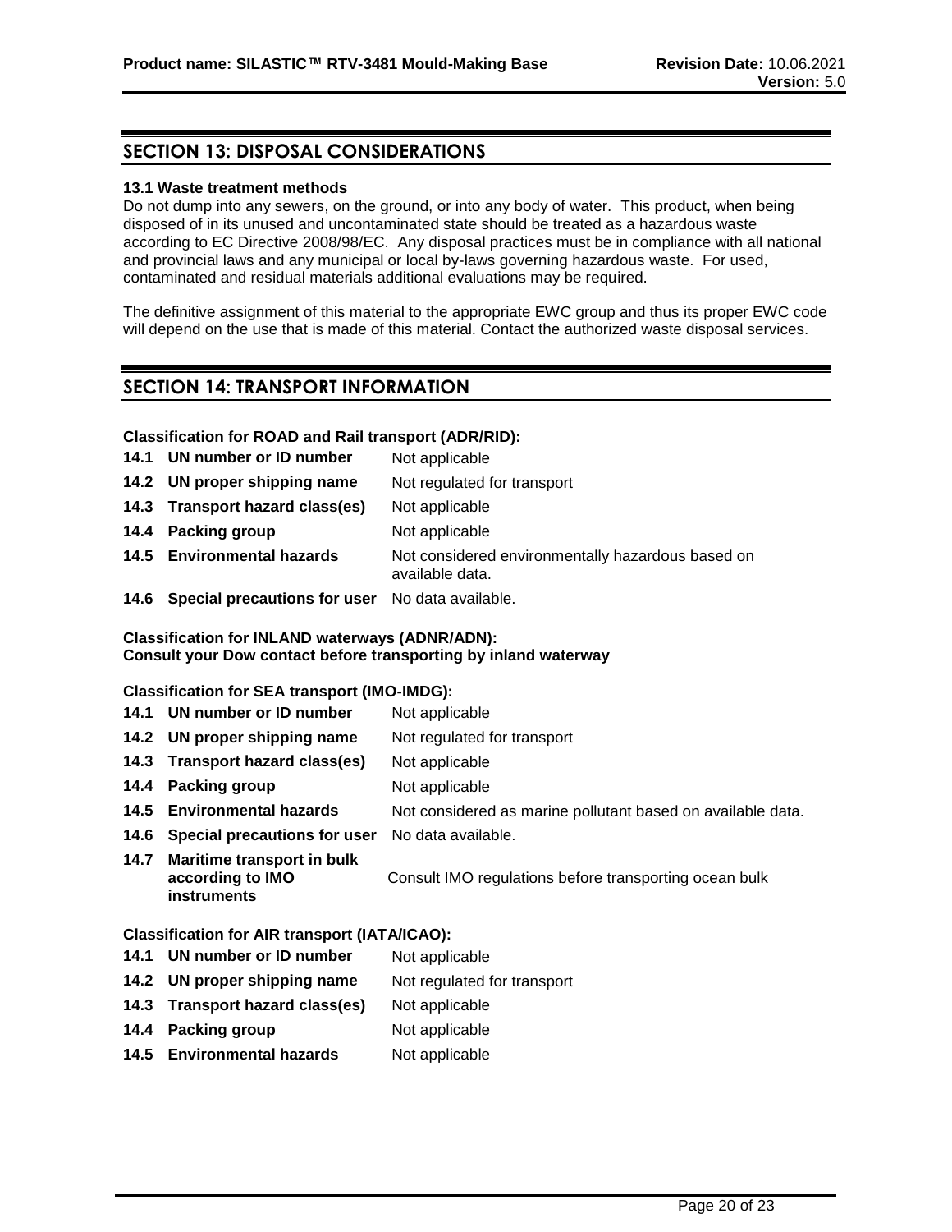## SECTION 13: DISPOSAL CONSIDERATIONS

**13.1 Waste treatment methods**

Do not dump into any sewers, on the ground, or into any body of water. This product, when being disposed of in its unused and uncontaminated state should be treated as a hazardous waste according to EC Directive 2008/98/EC. Any disposal practices must be in compliance with all national and provincial laws and any municipal or local by-laws governing hazardous waste. For used, contaminated and residual materials additional evaluations may be required.

The definitive assignment of this material to the appropriate EWC group and thus its proper EWC code will depend on the use that is made of this material. Contact the authorized waste disposal services.

## SECTION 14: TRANSPORT INFORMATION

**Classification for ROAD and Rail transport (ADR/RID):**

| | |
|---|---|
| **14.1 UN number or ID number** | Not applicable |
| **14.2 UN proper shipping name** | Not regulated for transport |
| **14.3 Transport hazard class(es)** | Not applicable |
| **14.4 Packing group** | Not applicable |
| **14.5 Environmental hazards** | Not considered environmentally hazardous based on available data. |
| **14.6 Special precautions for user** | No data available. |

**Classification for INLAND waterways (ADNR/ADN):**
**Consult your Dow contact before transporting by inland waterway**

**Classification for SEA transport (IMO-IMDG):**

| | |
|---|---|
| **14.1 UN number or ID number** | Not applicable |
| **14.2 UN proper shipping name** | Not regulated for transport |
| **14.3 Transport hazard class(es)** | Not applicable |
| **14.4 Packing group** | Not applicable |
| **14.5 Environmental hazards** | Not considered as marine pollutant based on available data. |
| **14.6 Special precautions for user** | No data available. |
| **14.7 Maritime transport in bulk according to IMO instruments** | Consult IMO regulations before transporting ocean bulk |

**Classification for AIR transport (IATA/ICAO):**

| | |
|---|---|
| **14.1 UN number or ID number** | Not applicable |
| **14.2 UN proper shipping name** | Not regulated for transport |
| **14.3 Transport hazard class(es)** | Not applicable |
| **14.4 Packing group** | Not applicable |
| **14.5 Environmental hazards** | Not applicable |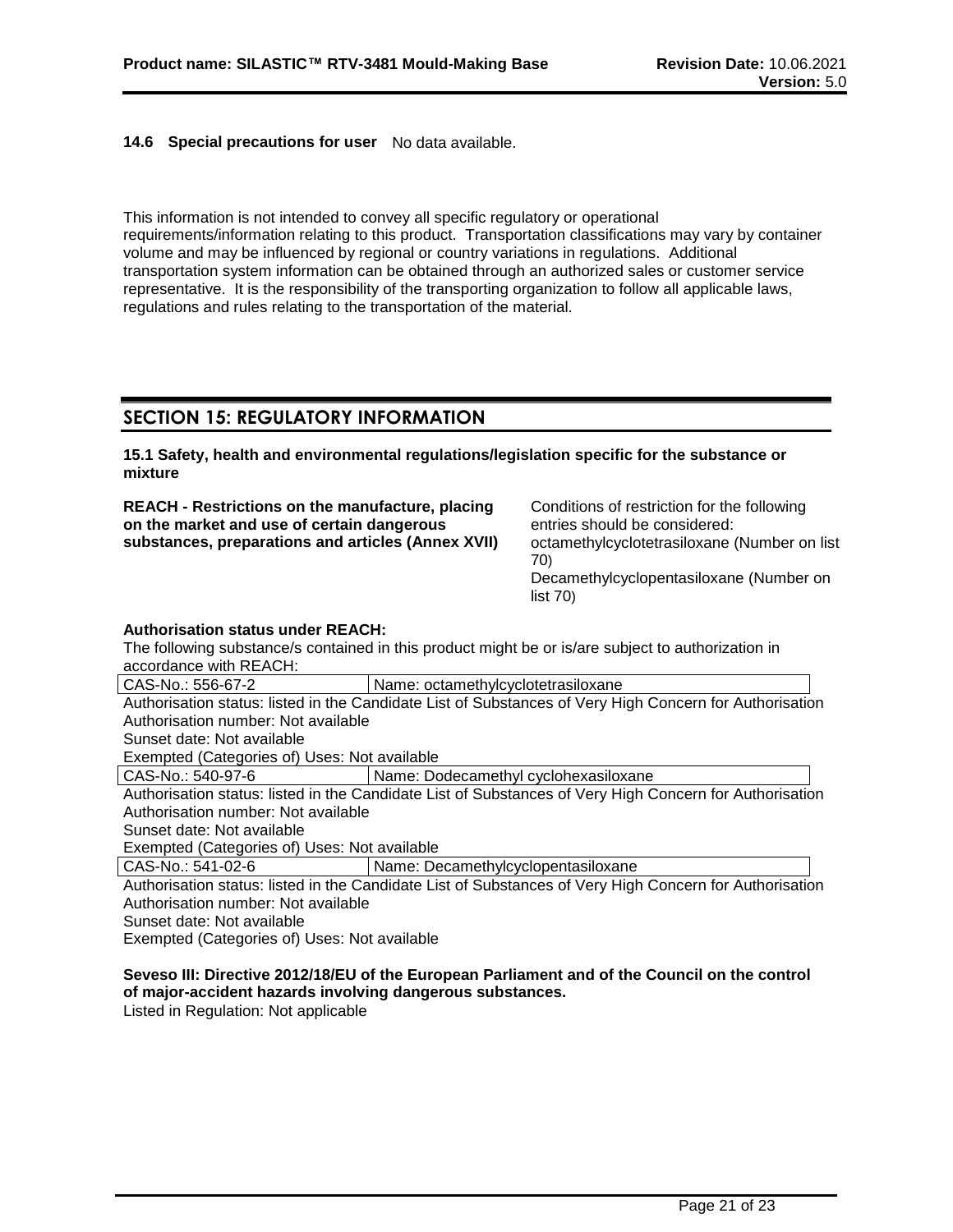**14.6 Special precautions for user** No data available.

This information is not intended to convey all specific regulatory or operational requirements/information relating to this product. Transportation classifications may vary by container volume and may be influenced by regional or country variations in regulations. Additional transportation system information can be obtained through an authorized sales or customer service representative. It is the responsibility of the transporting organization to follow all applicable laws, regulations and rules relating to the transportation of the material.

## SECTION 15: REGULATORY INFORMATION

**15.1 Safety, health and environmental regulations/legislation specific for the substance or mixture**

**REACH - Restrictions on the manufacture, placing on the market and use of certain dangerous substances, preparations and articles (Annex XVII)**

Conditions of restriction for the following entries should be considered:
octamethylcyclotetrasiloxane (Number on list 70)
Decamethylcyclopentasiloxane (Number on list 70)

**Authorisation status under REACH:**
The following substance/s contained in this product might be or is/are subject to authorization in accordance with REACH:

| CAS-No.: 556-67-2 | Name: octamethylcyclotetrasiloxane |
|---|---|

Authorisation status: listed in the Candidate List of Substances of Very High Concern for Authorisation
Authorisation number: Not available
Sunset date: Not available
Exempted (Categories of) Uses: Not available

| CAS-No.: 540-97-6 | Name: Dodecamethyl cyclohexasiloxane |
|---|---|

Authorisation status: listed in the Candidate List of Substances of Very High Concern for Authorisation
Authorisation number: Not available
Sunset date: Not available
Exempted (Categories of) Uses: Not available

| CAS-No.: 541-02-6 | Name: Decamethylcyclopentasiloxane |
|---|---|

Authorisation status: listed in the Candidate List of Substances of Very High Concern for Authorisation
Authorisation number: Not available
Sunset date: Not available
Exempted (Categories of) Uses: Not available

**Seveso III: Directive 2012/18/EU of the European Parliament and of the Council on the control of major-accident hazards involving dangerous substances.**
Listed in Regulation: Not applicable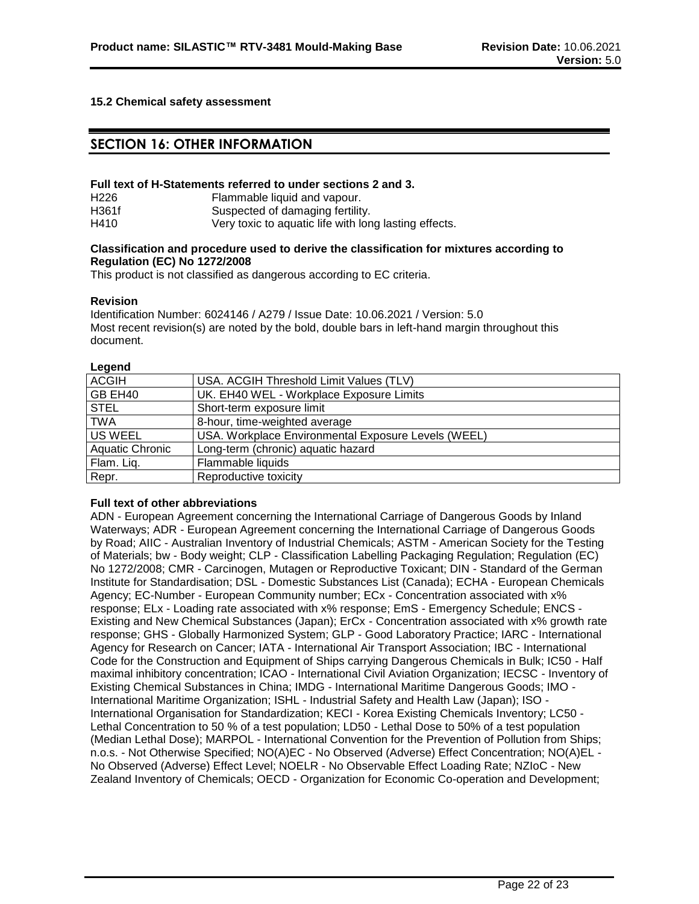**15.2 Chemical safety assessment**

## SECTION 16: OTHER INFORMATION

**Full text of H-Statements referred to under sections 2 and 3.**

| | |
|---|---|
| H226 | Flammable liquid and vapour. |
| H361f | Suspected of damaging fertility. |
| H410 | Very toxic to aquatic life with long lasting effects. |

**Classification and procedure used to derive the classification for mixtures according to Regulation (EC) No 1272/2008**

This product is not classified as dangerous according to EC criteria.

**Revision**

Identification Number: 6024146 / A279 / Issue Date: 10.06.2021 / Version: 5.0
Most recent revision(s) are noted by the bold, double bars in left-hand margin throughout this document.

**Legend**

| | |
|---|---|
| ACGIH | USA. ACGIH Threshold Limit Values (TLV) |
| GB EH40 | UK. EH40 WEL - Workplace Exposure Limits |
| STEL | Short-term exposure limit |
| TWA | 8-hour, time-weighted average |
| US WEEL | USA. Workplace Environmental Exposure Levels (WEEL) |
| Aquatic Chronic | Long-term (chronic) aquatic hazard |
| Flam. Liq. | Flammable liquids |
| Repr. | Reproductive toxicity |

**Full text of other abbreviations**

ADN - European Agreement concerning the International Carriage of Dangerous Goods by Inland Waterways; ADR - European Agreement concerning the International Carriage of Dangerous Goods by Road; AIIC - Australian Inventory of Industrial Chemicals; ASTM - American Society for the Testing of Materials; bw - Body weight; CLP - Classification Labelling Packaging Regulation; Regulation (EC) No 1272/2008; CMR - Carcinogen, Mutagen or Reproductive Toxicant; DIN - Standard of the German Institute for Standardisation; DSL - Domestic Substances List (Canada); ECHA - European Chemicals Agency; EC-Number - European Community number; ECx - Concentration associated with x% response; ELx - Loading rate associated with x% response; EmS - Emergency Schedule; ENCS - Existing and New Chemical Substances (Japan); ErCx - Concentration associated with x% growth rate response; GHS - Globally Harmonized System; GLP - Good Laboratory Practice; IARC - International Agency for Research on Cancer; IATA - International Air Transport Association; IBC - International Code for the Construction and Equipment of Ships carrying Dangerous Chemicals in Bulk; IC50 - Half maximal inhibitory concentration; ICAO - International Civil Aviation Organization; IECSC - Inventory of Existing Chemical Substances in China; IMDG - International Maritime Dangerous Goods; IMO - International Maritime Organization; ISHL - Industrial Safety and Health Law (Japan); ISO - International Organisation for Standardization; KECI - Korea Existing Chemicals Inventory; LC50 - Lethal Concentration to 50 % of a test population; LD50 - Lethal Dose to 50% of a test population (Median Lethal Dose); MARPOL - International Convention for the Prevention of Pollution from Ships; n.o.s. - Not Otherwise Specified; NO(A)EC - No Observed (Adverse) Effect Concentration; NO(A)EL - No Observed (Adverse) Effect Level; NOELR - No Observable Effect Loading Rate; NZIoC - New Zealand Inventory of Chemicals; OECD - Organization for Economic Co-operation and Development;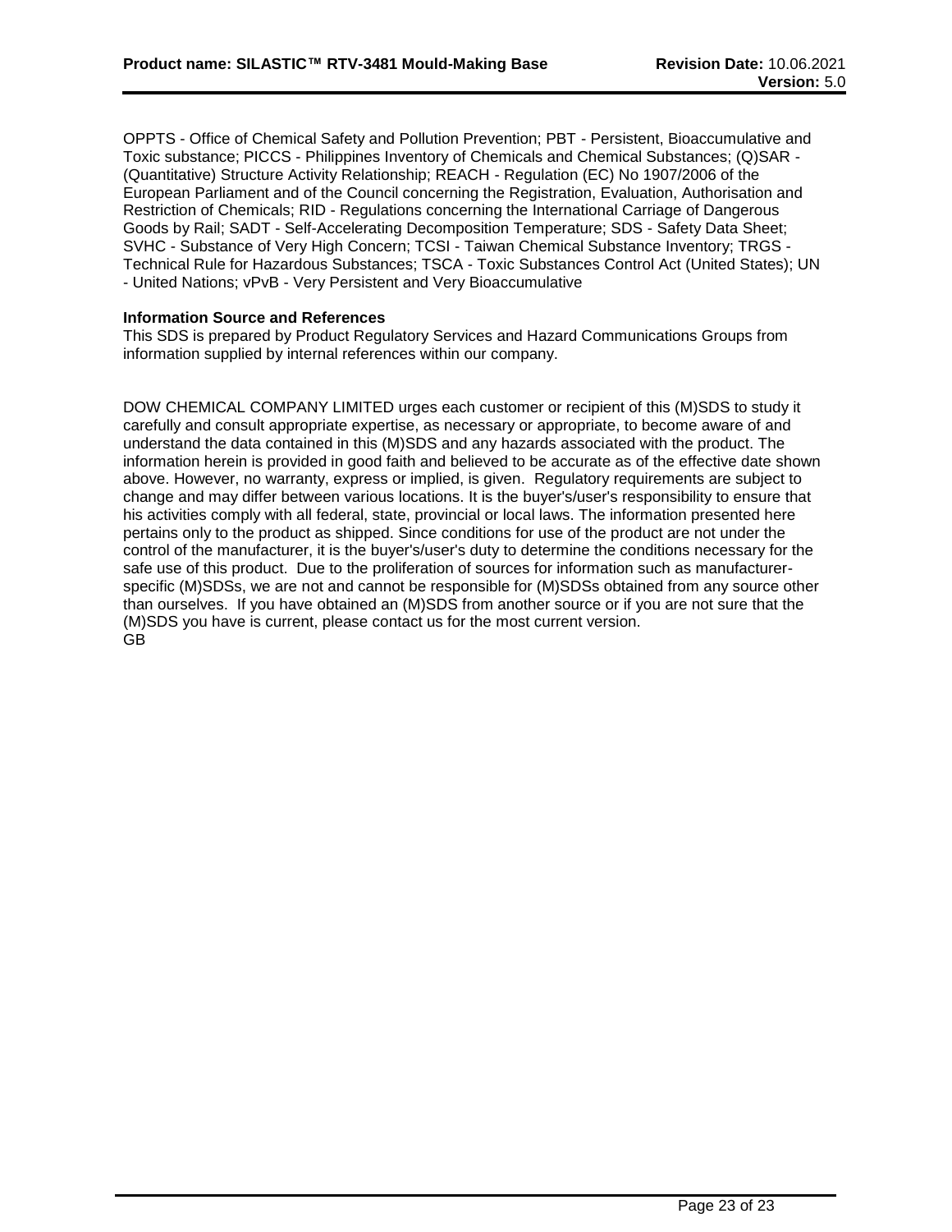OPPTS - Office of Chemical Safety and Pollution Prevention; PBT - Persistent, Bioaccumulative and Toxic substance; PICCS - Philippines Inventory of Chemicals and Chemical Substances; (Q)SAR - (Quantitative) Structure Activity Relationship; REACH - Regulation (EC) No 1907/2006 of the European Parliament and of the Council concerning the Registration, Evaluation, Authorisation and Restriction of Chemicals; RID - Regulations concerning the International Carriage of Dangerous Goods by Rail; SADT - Self-Accelerating Decomposition Temperature; SDS - Safety Data Sheet; SVHC - Substance of Very High Concern; TCSI - Taiwan Chemical Substance Inventory; TRGS - Technical Rule for Hazardous Substances; TSCA - Toxic Substances Control Act (United States); UN - United Nations; vPvB - Very Persistent and Very Bioaccumulative

**Information Source and References**

This SDS is prepared by Product Regulatory Services and Hazard Communications Groups from information supplied by internal references within our company.

DOW CHEMICAL COMPANY LIMITED urges each customer or recipient of this (M)SDS to study it carefully and consult appropriate expertise, as necessary or appropriate, to become aware of and understand the data contained in this (M)SDS and any hazards associated with the product. The information herein is provided in good faith and believed to be accurate as of the effective date shown above. However, no warranty, express or implied, is given. Regulatory requirements are subject to change and may differ between various locations. It is the buyer's/user's responsibility to ensure that his activities comply with all federal, state, provincial or local laws. The information presented here pertains only to the product as shipped. Since conditions for use of the product are not under the control of the manufacturer, it is the buyer's/user's duty to determine the conditions necessary for the safe use of this product. Due to the proliferation of sources for information such as manufacturer-specific (M)SDSs, we are not and cannot be responsible for (M)SDSs obtained from any source other than ourselves. If you have obtained an (M)SDS from another source or if you are not sure that the (M)SDS you have is current, please contact us for the most current version.
GB